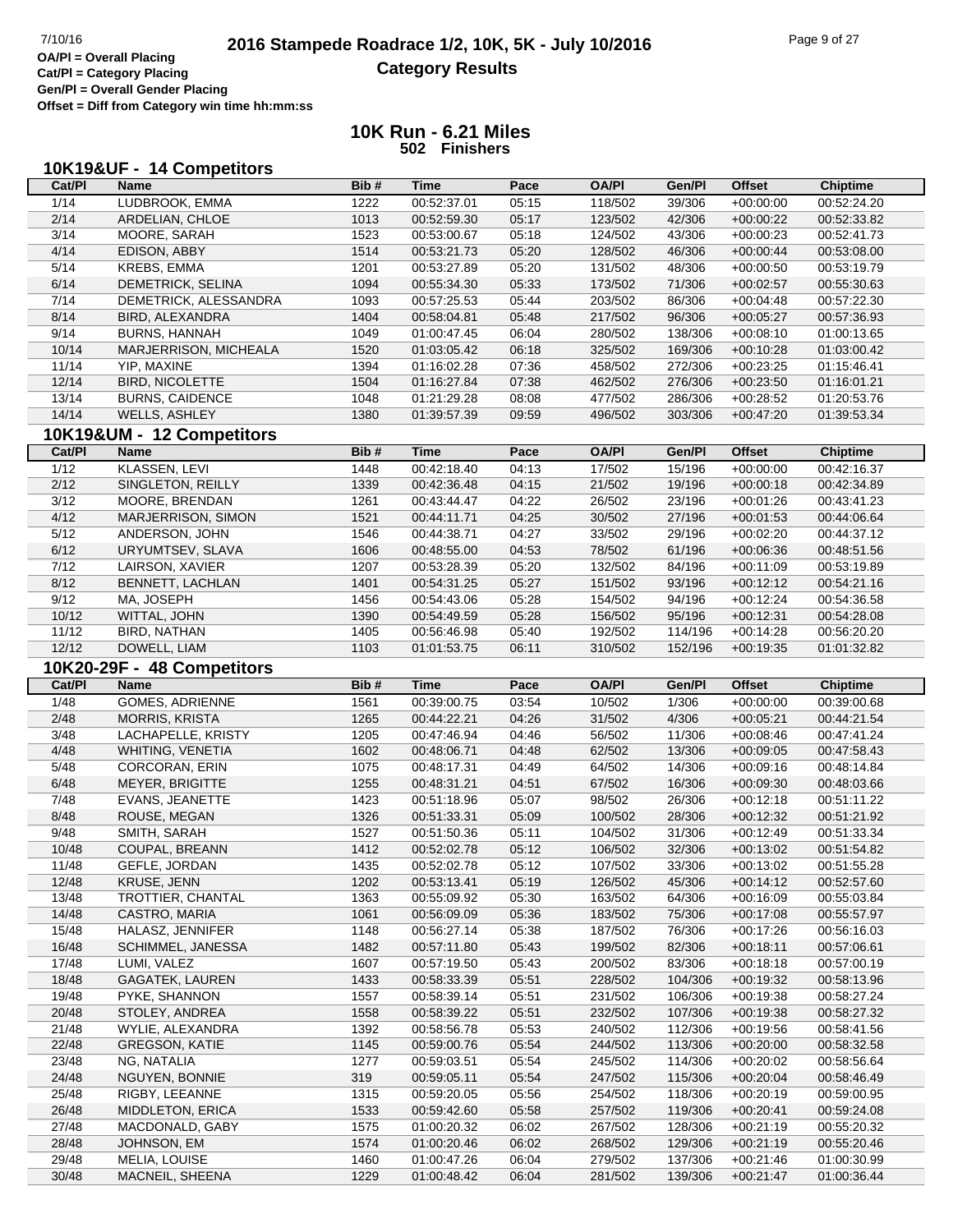OA/Pl = Overall Placing
Cat/Pl = Category Placing
Gen/Pl = Overall Gender Placing
Offset = Diff from Category win time hh:mm:ss

# 2016 Stampede Roadrace 1/2, 10K, 5K - July 10/2016

## Category Results

## 10K Run - 6.21 Miles

**502 Finishers**

### 10K19&UF - 14 Competitors

| Cat/Pl | Name | Bib # | Time | Pace | OA/Pl | Gen/Pl | Offset | Chiptime |
|---|---|---|---|---|---|---|---|---|
| 1/14 | LUDBROOK, EMMA | 1222 | 00:52:37.01 | 05:15 | 118/502 | 39/306 | +00:00:00 | 00:52:24.20 |
| 2/14 | ARDELIAN, CHLOE | 1013 | 00:52:59.30 | 05:17 | 123/502 | 42/306 | +00:00:22 | 00:52:33.82 |
| 3/14 | MOORE, SARAH | 1523 | 00:53:00.67 | 05:18 | 124/502 | 43/306 | +00:00:23 | 00:52:41.73 |
| 4/14 | EDISON, ABBY | 1514 | 00:53:21.73 | 05:20 | 128/502 | 46/306 | +00:00:44 | 00:53:08.00 |
| 5/14 | KREBS, EMMA | 1201 | 00:53:27.89 | 05:20 | 131/502 | 48/306 | +00:00:50 | 00:53:19.79 |
| 6/14 | DEMETRICK, SELINA | 1094 | 00:55:34.30 | 05:33 | 173/502 | 71/306 | +00:02:57 | 00:55:30.63 |
| 7/14 | DEMETRICK, ALESSANDRA | 1093 | 00:57:25.53 | 05:44 | 203/502 | 86/306 | +00:04:48 | 00:57:22.30 |
| 8/14 | BIRD, ALEXANDRA | 1404 | 00:58:04.81 | 05:48 | 217/502 | 96/306 | +00:05:27 | 00:57:36.93 |
| 9/14 | BURNS, HANNAH | 1049 | 01:00:47.45 | 06:04 | 280/502 | 138/306 | +00:08:10 | 01:00:13.65 |
| 10/14 | MARJERRISON, MICHEALA | 1520 | 01:03:05.42 | 06:18 | 325/502 | 169/306 | +00:10:28 | 01:03:00.42 |
| 11/14 | YIP, MAXINE | 1394 | 01:16:02.28 | 07:36 | 458/502 | 272/306 | +00:23:25 | 01:15:46.41 |
| 12/14 | BIRD, NICOLETTE | 1504 | 01:16:27.84 | 07:38 | 462/502 | 276/306 | +00:23:50 | 01:16:01.21 |
| 13/14 | BURNS, CAIDENCE | 1048 | 01:21:29.28 | 08:08 | 477/502 | 286/306 | +00:28:52 | 01:20:53.76 |
| 14/14 | WELLS, ASHLEY | 1380 | 01:39:57.39 | 09:59 | 496/502 | 303/306 | +00:47:20 | 01:39:53.34 |

### 10K19&UM - 12 Competitors

| Cat/Pl | Name | Bib # | Time | Pace | OA/Pl | Gen/Pl | Offset | Chiptime |
|---|---|---|---|---|---|---|---|---|
| 1/12 | KLASSEN, LEVI | 1448 | 00:42:18.40 | 04:13 | 17/502 | 15/196 | +00:00:00 | 00:42:16.37 |
| 2/12 | SINGLETON, REILLY | 1339 | 00:42:36.48 | 04:15 | 21/502 | 19/196 | +00:00:18 | 00:42:34.89 |
| 3/12 | MOORE, BRENDAN | 1261 | 00:43:44.47 | 04:22 | 26/502 | 23/196 | +00:01:26 | 00:43:41.23 |
| 4/12 | MARJERRISON, SIMON | 1521 | 00:44:11.71 | 04:25 | 30/502 | 27/196 | +00:01:53 | 00:44:06.64 |
| 5/12 | ANDERSON, JOHN | 1546 | 00:44:38.71 | 04:27 | 33/502 | 29/196 | +00:02:20 | 00:44:37.12 |
| 6/12 | URYUMTSEV, SLAVA | 1606 | 00:48:55.00 | 04:53 | 78/502 | 61/196 | +00:06:36 | 00:48:51.56 |
| 7/12 | LAIRSON, XAVIER | 1207 | 00:53:28.39 | 05:20 | 132/502 | 84/196 | +00:11:09 | 00:53:19.89 |
| 8/12 | BENNETT, LACHLAN | 1401 | 00:54:31.25 | 05:27 | 151/502 | 93/196 | +00:12:12 | 00:54:21.16 |
| 9/12 | MA, JOSEPH | 1456 | 00:54:43.06 | 05:28 | 154/502 | 94/196 | +00:12:24 | 00:54:36.58 |
| 10/12 | WITTAL, JOHN | 1390 | 00:54:49.59 | 05:28 | 156/502 | 95/196 | +00:12:31 | 00:54:28.08 |
| 11/12 | BIRD, NATHAN | 1405 | 00:56:46.98 | 05:40 | 192/502 | 114/196 | +00:14:28 | 00:56:20.20 |
| 12/12 | DOWELL, LIAM | 1103 | 01:01:53.75 | 06:11 | 310/502 | 152/196 | +00:19:35 | 01:01:32.82 |

### 10K20-29F - 48 Competitors

| Cat/Pl | Name | Bib # | Time | Pace | OA/Pl | Gen/Pl | Offset | Chiptime |
|---|---|---|---|---|---|---|---|---|
| 1/48 | GOMES, ADRIENNE | 1561 | 00:39:00.75 | 03:54 | 10/502 | 1/306 | +00:00:00 | 00:39:00.68 |
| 2/48 | MORRIS, KRISTA | 1265 | 00:44:22.21 | 04:26 | 31/502 | 4/306 | +00:05:21 | 00:44:21.54 |
| 3/48 | LACHAPELLE, KRISTY | 1205 | 00:47:46.94 | 04:46 | 56/502 | 11/306 | +00:08:46 | 00:47:41.24 |
| 4/48 | WHITING, VENETIA | 1602 | 00:48:06.71 | 04:48 | 62/502 | 13/306 | +00:09:05 | 00:47:58.43 |
| 5/48 | CORCORAN, ERIN | 1075 | 00:48:17.31 | 04:49 | 64/502 | 14/306 | +00:09:16 | 00:48:14.84 |
| 6/48 | MEYER, BRIGITTE | 1255 | 00:48:31.21 | 04:51 | 67/502 | 16/306 | +00:09:30 | 00:48:03.66 |
| 7/48 | EVANS, JEANETTE | 1423 | 00:51:18.96 | 05:07 | 98/502 | 26/306 | +00:12:18 | 00:51:11.22 |
| 8/48 | ROUSE, MEGAN | 1326 | 00:51:33.31 | 05:09 | 100/502 | 28/306 | +00:12:32 | 00:51:21.92 |
| 9/48 | SMITH, SARAH | 1527 | 00:51:50.36 | 05:11 | 104/502 | 31/306 | +00:12:49 | 00:51:33.34 |
| 10/48 | COUPAL, BREANN | 1412 | 00:52:02.78 | 05:12 | 106/502 | 32/306 | +00:13:02 | 00:51:54.82 |
| 11/48 | GEFLE, JORDAN | 1435 | 00:52:02.78 | 05:12 | 107/502 | 33/306 | +00:13:02 | 00:51:55.28 |
| 12/48 | KRUSE, JENN | 1202 | 00:53:13.41 | 05:19 | 126/502 | 45/306 | +00:14:12 | 00:52:57.60 |
| 13/48 | TROTTIER, CHANTAL | 1363 | 00:55:09.92 | 05:30 | 163/502 | 64/306 | +00:16:09 | 00:55:03.84 |
| 14/48 | CASTRO, MARIA | 1061 | 00:56:09.09 | 05:36 | 183/502 | 75/306 | +00:17:08 | 00:55:57.97 |
| 15/48 | HALASZ, JENNIFER | 1148 | 00:56:27.14 | 05:38 | 187/502 | 76/306 | +00:17:26 | 00:56:16.03 |
| 16/48 | SCHIMMEL, JANESSA | 1482 | 00:57:11.80 | 05:43 | 199/502 | 82/306 | +00:18:11 | 00:57:06.61 |
| 17/48 | LUMI, VALEZ | 1607 | 00:57:19.50 | 05:43 | 200/502 | 83/306 | +00:18:18 | 00:57:00.19 |
| 18/48 | GAGATEK, LAUREN | 1433 | 00:58:33.39 | 05:51 | 228/502 | 104/306 | +00:19:32 | 00:58:13.96 |
| 19/48 | PYKE, SHANNON | 1557 | 00:58:39.14 | 05:51 | 231/502 | 106/306 | +00:19:38 | 00:58:27.24 |
| 20/48 | STOLEY, ANDREA | 1558 | 00:58:39.22 | 05:51 | 232/502 | 107/306 | +00:19:38 | 00:58:27.32 |
| 21/48 | WYLIE, ALEXANDRA | 1392 | 00:58:56.78 | 05:53 | 240/502 | 112/306 | +00:19:56 | 00:58:41.56 |
| 22/48 | GREGSON, KATIE | 1145 | 00:59:00.76 | 05:54 | 244/502 | 113/306 | +00:20:00 | 00:58:32.58 |
| 23/48 | NG, NATALIA | 1277 | 00:59:03.51 | 05:54 | 245/502 | 114/306 | +00:20:02 | 00:58:56.64 |
| 24/48 | NGUYEN, BONNIE | 319 | 00:59:05.11 | 05:54 | 247/502 | 115/306 | +00:20:04 | 00:58:46.49 |
| 25/48 | RIGBY, LEEANNE | 1315 | 00:59:20.05 | 05:56 | 254/502 | 118/306 | +00:20:19 | 00:59:00.95 |
| 26/48 | MIDDLETON, ERICA | 1533 | 00:59:42.60 | 05:58 | 257/502 | 119/306 | +00:20:41 | 00:59:24.08 |
| 27/48 | MACDONALD, GABY | 1575 | 01:00:20.32 | 06:02 | 267/502 | 128/306 | +00:21:19 | 00:55:20.32 |
| 28/48 | JOHNSON, EM | 1574 | 01:00:20.46 | 06:02 | 268/502 | 129/306 | +00:21:19 | 00:55:20.46 |
| 29/48 | MELIA, LOUISE | 1460 | 01:00:47.26 | 06:04 | 279/502 | 137/306 | +00:21:46 | 01:00:30.99 |
| 30/48 | MACNEIL, SHEENA | 1229 | 01:00:48.42 | 06:04 | 281/502 | 139/306 | +00:21:47 | 01:00:36.44 |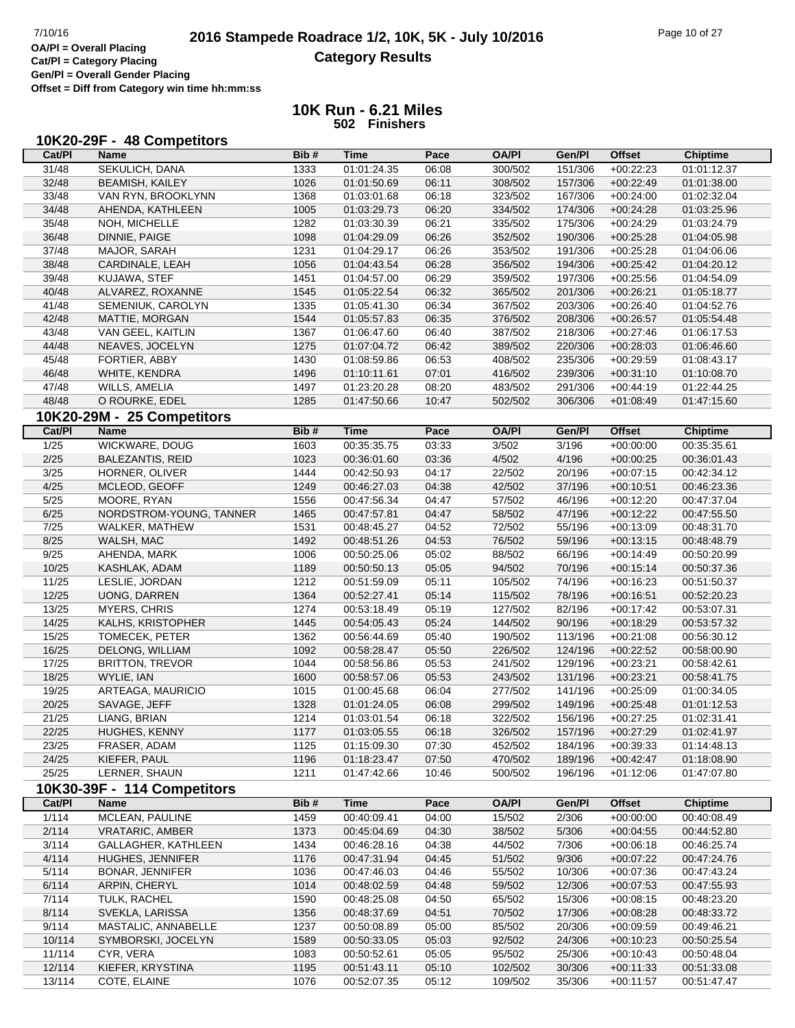OA/Pl = Overall Placing
Cat/Pl = Category Placing
Gen/Pl = Overall Gender Placing
Offset = Diff from Category win time hh:mm:ss

# 2016 Stampede Roadrace 1/2, 10K, 5K - July 10/2016
## Category Results

### 10K Run - 6.21 Miles
**502 Finishers**

### 10K20-29F - 48 Competitors

| Cat/Pl | Name | Bib # | Time | Pace | OA/Pl | Gen/Pl | Offset | Chiptime |
|---|---|---|---|---|---|---|---|---|
| 31/48 | SEKULICH, DANA | 1333 | 01:01:24.35 | 06:08 | 300/502 | 151/306 | +00:22:23 | 01:01:12.37 |
| 32/48 | BEAMISH, KAILEY | 1026 | 01:01:50.69 | 06:11 | 308/502 | 157/306 | +00:22:49 | 01:01:38.00 |
| 33/48 | VAN RYN, BROOKLYNN | 1368 | 01:03:01.68 | 06:18 | 323/502 | 167/306 | +00:24:00 | 01:02:32.04 |
| 34/48 | AHENDA, KATHLEEN | 1005 | 01:03:29.73 | 06:20 | 334/502 | 174/306 | +00:24:28 | 01:03:25.96 |
| 35/48 | NOH, MICHELLE | 1282 | 01:03:30.39 | 06:21 | 335/502 | 175/306 | +00:24:29 | 01:03:24.79 |
| 36/48 | DINNIE, PAIGE | 1098 | 01:04:29.09 | 06:26 | 352/502 | 190/306 | +00:25:28 | 01:04:05.98 |
| 37/48 | MAJOR, SARAH | 1231 | 01:04:29.17 | 06:26 | 353/502 | 191/306 | +00:25:28 | 01:04:06.06 |
| 38/48 | CARDINALE, LEAH | 1056 | 01:04:43.54 | 06:28 | 356/502 | 194/306 | +00:25:42 | 01:04:20.12 |
| 39/48 | KUJAWA, STEF | 1451 | 01:04:57.00 | 06:29 | 359/502 | 197/306 | +00:25:56 | 01:04:54.09 |
| 40/48 | ALVAREZ, ROXANNE | 1545 | 01:05:22.54 | 06:32 | 365/502 | 201/306 | +00:26:21 | 01:05:18.77 |
| 41/48 | SEMENIUK, CAROLYN | 1335 | 01:05:41.30 | 06:34 | 367/502 | 203/306 | +00:26:40 | 01:04:52.76 |
| 42/48 | MATTIE, MORGAN | 1544 | 01:05:57.83 | 06:35 | 376/502 | 208/306 | +00:26:57 | 01:05:54.48 |
| 43/48 | VAN GEEL, KAITLIN | 1367 | 01:06:47.60 | 06:40 | 387/502 | 218/306 | +00:27:46 | 01:06:17.53 |
| 44/48 | NEAVES, JOCELYN | 1275 | 01:07:04.72 | 06:42 | 389/502 | 220/306 | +00:28:03 | 01:06:46.60 |
| 45/48 | FORTIER, ABBY | 1430 | 01:08:59.86 | 06:53 | 408/502 | 235/306 | +00:29:59 | 01:08:43.17 |
| 46/48 | WHITE, KENDRA | 1496 | 01:10:11.61 | 07:01 | 416/502 | 239/306 | +00:31:10 | 01:10:08.70 |
| 47/48 | WILLS, AMELIA | 1497 | 01:23:20.28 | 08:20 | 483/502 | 291/306 | +00:44:19 | 01:22:44.25 |
| 48/48 | O ROURKE, EDEL | 1285 | 01:47:50.66 | 10:47 | 502/502 | 306/306 | +01:08:49 | 01:47:15.60 |

### 10K20-29M - 25 Competitors

| Cat/Pl | Name | Bib # | Time | Pace | OA/Pl | Gen/Pl | Offset | Chiptime |
|---|---|---|---|---|---|---|---|---|
| 1/25 | WICKWARE, DOUG | 1603 | 00:35:35.75 | 03:33 | 3/502 | 3/196 | +00:00:00 | 00:35:35.61 |
| 2/25 | BALEZANTIS, REID | 1023 | 00:36:01.60 | 03:36 | 4/502 | 4/196 | +00:00:25 | 00:36:01.43 |
| 3/25 | HORNER, OLIVER | 1444 | 00:42:50.93 | 04:17 | 22/502 | 20/196 | +00:07:15 | 00:42:34.12 |
| 4/25 | MCLEOD, GEOFF | 1249 | 00:46:27.03 | 04:38 | 42/502 | 37/196 | +00:10:51 | 00:46:23.36 |
| 5/25 | MOORE, RYAN | 1556 | 00:47:56.34 | 04:47 | 57/502 | 46/196 | +00:12:20 | 00:47:37.04 |
| 6/25 | NORDSTROM-YOUNG, TANNER | 1465 | 00:47:57.81 | 04:47 | 58/502 | 47/196 | +00:12:22 | 00:47:55.50 |
| 7/25 | WALKER, MATHEW | 1531 | 00:48:45.27 | 04:52 | 72/502 | 55/196 | +00:13:09 | 00:48:31.70 |
| 8/25 | WALSH, MAC | 1492 | 00:48:51.26 | 04:53 | 76/502 | 59/196 | +00:13:15 | 00:48:48.79 |
| 9/25 | AHENDA, MARK | 1006 | 00:50:25.06 | 05:02 | 88/502 | 66/196 | +00:14:49 | 00:50:20.99 |
| 10/25 | KASHLAK, ADAM | 1189 | 00:50:50.13 | 05:05 | 94/502 | 70/196 | +00:15:14 | 00:50:37.36 |
| 11/25 | LESLIE, JORDAN | 1212 | 00:51:59.09 | 05:11 | 105/502 | 74/196 | +00:16:23 | 00:51:50.37 |
| 12/25 | UONG, DARREN | 1364 | 00:52:27.41 | 05:14 | 115/502 | 78/196 | +00:16:51 | 00:52:20.23 |
| 13/25 | MYERS, CHRIS | 1274 | 00:53:18.49 | 05:19 | 127/502 | 82/196 | +00:17:42 | 00:53:07.31 |
| 14/25 | KALHS, KRISTOPHER | 1445 | 00:54:05.43 | 05:24 | 144/502 | 90/196 | +00:18:29 | 00:53:57.32 |
| 15/25 | TOMECEK, PETER | 1362 | 00:56:44.69 | 05:40 | 190/502 | 113/196 | +00:21:08 | 00:56:30.12 |
| 16/25 | DELONG, WILLIAM | 1092 | 00:58:28.47 | 05:50 | 226/502 | 124/196 | +00:22:52 | 00:58:00.90 |
| 17/25 | BRITTON, TREVOR | 1044 | 00:58:56.86 | 05:53 | 241/502 | 129/196 | +00:23:21 | 00:58:42.61 |
| 18/25 | WYLIE, IAN | 1600 | 00:58:57.06 | 05:53 | 243/502 | 131/196 | +00:23:21 | 00:58:41.75 |
| 19/25 | ARTEAGA, MAURICIO | 1015 | 01:00:45.68 | 06:04 | 277/502 | 141/196 | +00:25:09 | 01:00:34.05 |
| 20/25 | SAVAGE, JEFF | 1328 | 01:01:24.05 | 06:08 | 299/502 | 149/196 | +00:25:48 | 01:01:12.53 |
| 21/25 | LIANG, BRIAN | 1214 | 01:03:01.54 | 06:18 | 322/502 | 156/196 | +00:27:25 | 01:02:31.41 |
| 22/25 | HUGHES, KENNY | 1177 | 01:03:05.55 | 06:18 | 326/502 | 157/196 | +00:27:29 | 01:02:41.97 |
| 23/25 | FRASER, ADAM | 1125 | 01:15:09.30 | 07:30 | 452/502 | 184/196 | +00:39:33 | 01:14:48.13 |
| 24/25 | KIEFER, PAUL | 1196 | 01:18:23.47 | 07:50 | 470/502 | 189/196 | +00:42:47 | 01:18:08.90 |
| 25/25 | LERNER, SHAUN | 1211 | 01:47:42.66 | 10:46 | 500/502 | 196/196 | +01:12:06 | 01:47:07.80 |

### 10K30-39F - 114 Competitors

| Cat/Pl | Name | Bib # | Time | Pace | OA/Pl | Gen/Pl | Offset | Chiptime |
|---|---|---|---|---|---|---|---|---|
| 1/114 | MCLEAN, PAULINE | 1459 | 00:40:09.41 | 04:00 | 15/502 | 2/306 | +00:00:00 | 00:40:08.49 |
| 2/114 | VRATARIC, AMBER | 1373 | 00:45:04.69 | 04:30 | 38/502 | 5/306 | +00:04:55 | 00:44:52.80 |
| 3/114 | GALLAGHER, KATHLEEN | 1434 | 00:46:28.16 | 04:38 | 44/502 | 7/306 | +00:06:18 | 00:46:25.74 |
| 4/114 | HUGHES, JENNIFER | 1176 | 00:47:31.94 | 04:45 | 51/502 | 9/306 | +00:07:22 | 00:47:24.76 |
| 5/114 | BONAR, JENNIFER | 1036 | 00:47:46.03 | 04:46 | 55/502 | 10/306 | +00:07:36 | 00:47:43.24 |
| 6/114 | ARPIN, CHERYL | 1014 | 00:48:02.59 | 04:48 | 59/502 | 12/306 | +00:07:53 | 00:47:55.93 |
| 7/114 | TULK, RACHEL | 1590 | 00:48:25.08 | 04:50 | 65/502 | 15/306 | +00:08:15 | 00:48:23.20 |
| 8/114 | SVEKLA, LARISSA | 1356 | 00:48:37.69 | 04:51 | 70/502 | 17/306 | +00:08:28 | 00:48:33.72 |
| 9/114 | MASTALIC, ANNABELLE | 1237 | 00:50:08.89 | 05:00 | 85/502 | 20/306 | +00:09:59 | 00:49:46.21 |
| 10/114 | SYMBORSKI, JOCELYN | 1589 | 00:50:33.05 | 05:03 | 92/502 | 24/306 | +00:10:23 | 00:50:25.54 |
| 11/114 | CYR, VERA | 1083 | 00:50:52.61 | 05:05 | 95/502 | 25/306 | +00:10:43 | 00:50:48.04 |
| 12/114 | KIEFER, KRYSTINA | 1195 | 00:51:43.11 | 05:10 | 102/502 | 30/306 | +00:11:33 | 00:51:33.08 |
| 13/114 | COTE, ELAINE | 1076 | 00:52:07.35 | 05:12 | 109/502 | 35/306 | +00:11:57 | 00:51:47.47 |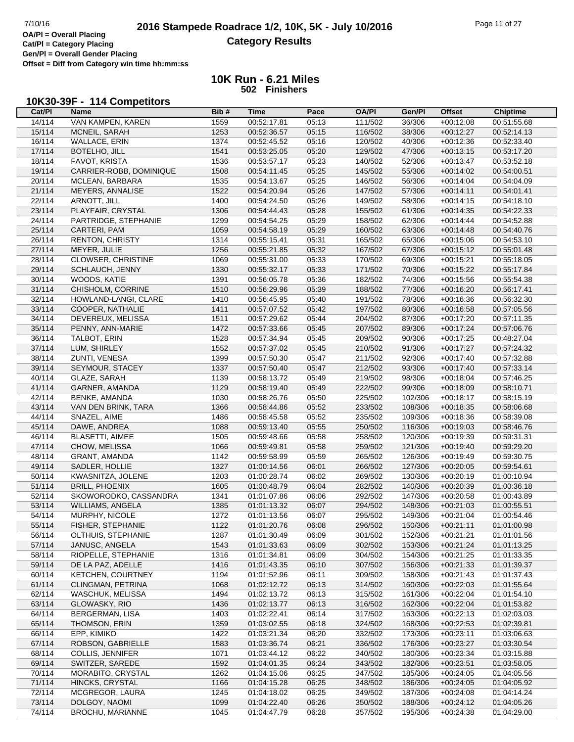**2016 Stampede Roadrace 1/2, 10K, 5K - July 10/2016**

**Category Results**

OA/Pl = Overall Placing
Cat/Pl = Category Placing
Gen/Pl = Overall Gender Placing
Offset = Diff from Category win time hh:mm:ss

## 10K Run - 6.21 Miles
### 502 Finishers

### 10K30-39F - 114 Competitors

| Cat/Pl | Name | Bib # | Time | Pace | OA/Pl | Gen/Pl | Offset | Chiptime |
|---|---|---|---|---|---|---|---|---|
| 14/114 | VAN KAMPEN, KAREN | 1559 | 00:52:17.81 | 05:13 | 111/502 | 36/306 | +00:12:08 | 00:51:55.68 |
| 15/114 | MCNEIL, SARAH | 1253 | 00:52:36.57 | 05:15 | 116/502 | 38/306 | +00:12:27 | 00:52:14.13 |
| 16/114 | WALLACE, ERIN | 1374 | 00:52:45.52 | 05:16 | 120/502 | 40/306 | +00:12:36 | 00:52:33.40 |
| 17/114 | BOTELHO, JILL | 1541 | 00:53:25.05 | 05:20 | 129/502 | 47/306 | +00:13:15 | 00:53:17.20 |
| 18/114 | FAVOT, KRISTA | 1536 | 00:53:57.17 | 05:23 | 140/502 | 52/306 | +00:13:47 | 00:53:52.18 |
| 19/114 | CARRIER-ROBB, DOMINIQUE | 1508 | 00:54:11.45 | 05:25 | 145/502 | 55/306 | +00:14:02 | 00:54:00.51 |
| 20/114 | MCLEAN, BARBARA | 1535 | 00:54:13.67 | 05:25 | 146/502 | 56/306 | +00:14:04 | 00:54:04.09 |
| 21/114 | MEYERS, ANNALISE | 1522 | 00:54:20.94 | 05:26 | 147/502 | 57/306 | +00:14:11 | 00:54:01.41 |
| 22/114 | ARNOTT, JILL | 1400 | 00:54:24.50 | 05:26 | 149/502 | 58/306 | +00:14:15 | 00:54:18.10 |
| 23/114 | PLAYFAIR, CRYSTAL | 1306 | 00:54:44.43 | 05:28 | 155/502 | 61/306 | +00:14:35 | 00:54:22.33 |
| 24/114 | PARTRIDGE, STEPHANIE | 1299 | 00:54:54.25 | 05:29 | 158/502 | 62/306 | +00:14:44 | 00:54:52.88 |
| 25/114 | CARTERI, PAM | 1059 | 00:54:58.19 | 05:29 | 160/502 | 63/306 | +00:14:48 | 00:54:40.76 |
| 26/114 | RENTON, CHRISTY | 1314 | 00:55:15.41 | 05:31 | 165/502 | 65/306 | +00:15:06 | 00:54:53.10 |
| 27/114 | MEYER, JULIE | 1256 | 00:55:21.85 | 05:32 | 167/502 | 67/306 | +00:15:12 | 00:55:01.48 |
| 28/114 | CLOWSER, CHRISTINE | 1069 | 00:55:31.00 | 05:33 | 170/502 | 69/306 | +00:15:21 | 00:55:18.05 |
| 29/114 | SCHLAUCH, JENNY | 1330 | 00:55:32.17 | 05:33 | 171/502 | 70/306 | +00:15:22 | 00:55:17.84 |
| 30/114 | WOODS, KATIE | 1391 | 00:56:05.78 | 05:36 | 182/502 | 74/306 | +00:15:56 | 00:55:54.38 |
| 31/114 | CHISHOLM, CORRINE | 1510 | 00:56:29.96 | 05:39 | 188/502 | 77/306 | +00:16:20 | 00:56:17.41 |
| 32/114 | HOWLAND-LANGI, CLARE | 1410 | 00:56:45.95 | 05:40 | 191/502 | 78/306 | +00:16:36 | 00:56:32.30 |
| 33/114 | COOPER, NATHALIE | 1411 | 00:57:07.52 | 05:42 | 197/502 | 80/306 | +00:16:58 | 00:57:05.56 |
| 34/114 | DEVEREUX, MELISSA | 1511 | 00:57:29.62 | 05:44 | 204/502 | 87/306 | +00:17:20 | 00:57:11.35 |
| 35/114 | PENNY, ANN-MARIE | 1472 | 00:57:33.66 | 05:45 | 207/502 | 89/306 | +00:17:24 | 00:57:06.76 |
| 36/114 | TALBOT, ERIN | 1528 | 00:57:34.94 | 05:45 | 209/502 | 90/306 | +00:17:25 | 00:48:27.04 |
| 37/114 | LUM, SHIRLEY | 1552 | 00:57:37.02 | 05:45 | 210/502 | 91/306 | +00:17:27 | 00:57:24.32 |
| 38/114 | ZUNTI, VENESA | 1399 | 00:57:50.30 | 05:47 | 211/502 | 92/306 | +00:17:40 | 00:57:32.88 |
| 39/114 | SEYMOUR, STACEY | 1337 | 00:57:50.40 | 05:47 | 212/502 | 93/306 | +00:17:40 | 00:57:33.14 |
| 40/114 | GLAZE, SARAH | 1139 | 00:58:13.72 | 05:49 | 219/502 | 98/306 | +00:18:04 | 00:57:46.25 |
| 41/114 | GARNER, AMANDA | 1129 | 00:58:19.40 | 05:49 | 222/502 | 99/306 | +00:18:09 | 00:58:10.71 |
| 42/114 | BENKE, AMANDA | 1030 | 00:58:26.76 | 05:50 | 225/502 | 102/306 | +00:18:17 | 00:58:15.19 |
| 43/114 | VAN DEN BRINK, TARA | 1366 | 00:58:44.86 | 05:52 | 233/502 | 108/306 | +00:18:35 | 00:58:06.68 |
| 44/114 | SNAZEL, AIME | 1486 | 00:58:45.58 | 05:52 | 235/502 | 109/306 | +00:18:36 | 00:58:39.08 |
| 45/114 | DAWE, ANDREA | 1088 | 00:59:13.40 | 05:55 | 250/502 | 116/306 | +00:19:03 | 00:58:46.76 |
| 46/114 | BLASETTI, AIMEE | 1505 | 00:59:48.66 | 05:58 | 258/502 | 120/306 | +00:19:39 | 00:59:31.31 |
| 47/114 | CHOW, MELISSA | 1066 | 00:59:49.81 | 05:58 | 259/502 | 121/306 | +00:19:40 | 00:59:29.20 |
| 48/114 | GRANT, AMANDA | 1142 | 00:59:58.99 | 05:59 | 265/502 | 126/306 | +00:19:49 | 00:59:30.75 |
| 49/114 | SADLER, HOLLIE | 1327 | 01:00:14.56 | 06:01 | 266/502 | 127/306 | +00:20:05 | 00:59:54.61 |
| 50/114 | KWASNITZA, JOLENE | 1203 | 01:00:28.74 | 06:02 | 269/502 | 130/306 | +00:20:19 | 01:00:10.94 |
| 51/114 | BRILL, PHOENIX | 1605 | 01:00:48.79 | 06:04 | 282/502 | 140/306 | +00:20:39 | 01:00:36.18 |
| 52/114 | SKOWORODKO, CASSANDRA | 1341 | 01:01:07.86 | 06:06 | 292/502 | 147/306 | +00:20:58 | 01:00:43.89 |
| 53/114 | WILLIAMS, ANGELA | 1385 | 01:01:13.32 | 06:07 | 294/502 | 148/306 | +00:21:03 | 01:00:55.51 |
| 54/114 | MURPHY, NICOLE | 1272 | 01:01:13.56 | 06:07 | 295/502 | 149/306 | +00:21:04 | 01:00:54.46 |
| 55/114 | FISHER, STEPHANIE | 1122 | 01:01:20.76 | 06:08 | 296/502 | 150/306 | +00:21:11 | 01:01:00.98 |
| 56/114 | OLTHUIS, STEPHANIE | 1287 | 01:01:30.49 | 06:09 | 301/502 | 152/306 | +00:21:21 | 01:01:01.56 |
| 57/114 | JANUSC, ANGELA | 1543 | 01:01:33.63 | 06:09 | 302/502 | 153/306 | +00:21:24 | 01:01:13.25 |
| 58/114 | RIOPELLE, STEPHANIE | 1316 | 01:01:34.81 | 06:09 | 304/502 | 154/306 | +00:21:25 | 01:01:33.35 |
| 59/114 | DE LA PAZ, ADELLE | 1416 | 01:01:43.35 | 06:10 | 307/502 | 156/306 | +00:21:33 | 01:01:39.37 |
| 60/114 | KETCHEN, COURTNEY | 1194 | 01:01:52.96 | 06:11 | 309/502 | 158/306 | +00:21:43 | 01:01:37.43 |
| 61/114 | CLINGMAN, PETRINA | 1068 | 01:02:12.72 | 06:13 | 314/502 | 160/306 | +00:22:03 | 01:01:55.64 |
| 62/114 | WASCHUK, MELISSA | 1494 | 01:02:13.72 | 06:13 | 315/502 | 161/306 | +00:22:04 | 01:01:54.10 |
| 63/114 | GLOWASKY, RIO | 1436 | 01:02:13.77 | 06:13 | 316/502 | 162/306 | +00:22:04 | 01:01:53.82 |
| 64/114 | BERGERMAN, LISA | 1403 | 01:02:22.41 | 06:14 | 317/502 | 163/306 | +00:22:13 | 01:02:03.03 |
| 65/114 | THOMSON, ERIN | 1359 | 01:03:02.55 | 06:18 | 324/502 | 168/306 | +00:22:53 | 01:02:39.81 |
| 66/114 | EPP, KIMIKO | 1422 | 01:03:21.34 | 06:20 | 332/502 | 173/306 | +00:23:11 | 01:03:06.63 |
| 67/114 | ROBSON, GABRIELLE | 1583 | 01:03:36.74 | 06:21 | 336/502 | 176/306 | +00:23:27 | 01:03:30.54 |
| 68/114 | COLLIS, JENNIFER | 1071 | 01:03:44.12 | 06:22 | 340/502 | 180/306 | +00:23:34 | 01:03:15.88 |
| 69/114 | SWITZER, SAREDE | 1592 | 01:04:01.35 | 06:24 | 343/502 | 182/306 | +00:23:51 | 01:03:58.05 |
| 70/114 | MORABITO, CRYSTAL | 1262 | 01:04:15.06 | 06:25 | 347/502 | 185/306 | +00:24:05 | 01:04:05.56 |
| 71/114 | HINCKS, CRYSTAL | 1166 | 01:04:15.28 | 06:25 | 348/502 | 186/306 | +00:24:05 | 01:04:05.92 |
| 72/114 | MCGREGOR, LAURA | 1245 | 01:04:18.02 | 06:25 | 349/502 | 187/306 | +00:24:08 | 01:04:14.24 |
| 73/114 | DOLGOY, NAOMI | 1099 | 01:04:22.40 | 06:26 | 350/502 | 188/306 | +00:24:12 | 01:04:05.26 |
| 74/114 | BROCHU, MARIANNE | 1045 | 01:04:47.79 | 06:28 | 357/502 | 195/306 | +00:24:38 | 01:04:29.00 |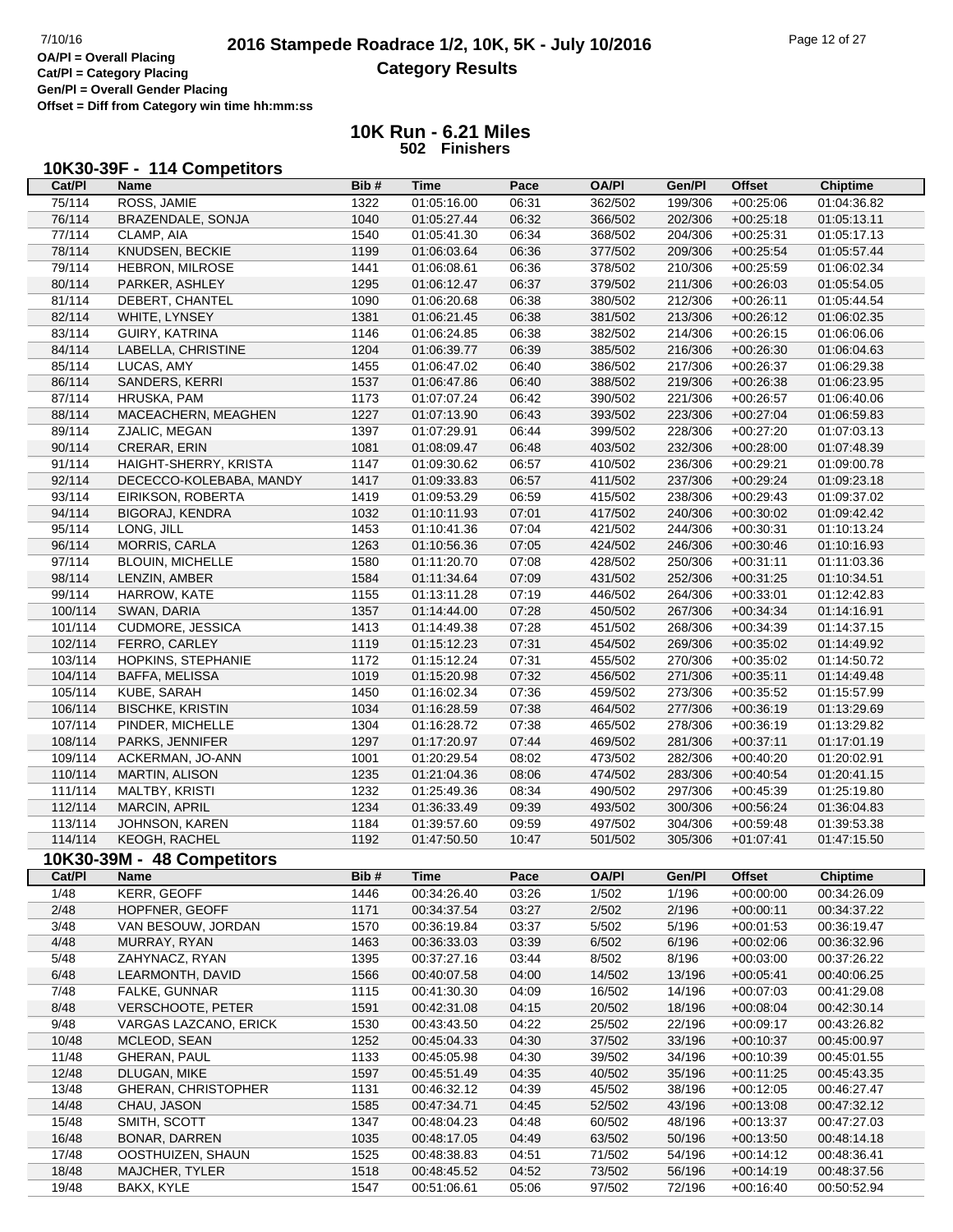# 2016 Stampede Roadrace 1/2, 10K, 5K - July 10/2016

## Category Results

OA/Pl = Overall Placing
Cat/Pl = Category Placing
Gen/Pl = Overall Gender Placing
Offset = Diff from Category win time hh:mm:ss

### 10K Run - 6.21 Miles

502 Finishers

### 10K30-39F - 114 Competitors

| Cat/Pl | Name | Bib # | Time | Pace | OA/Pl | Gen/Pl | Offset | Chiptime |
|---|---|---|---|---|---|---|---|---|
| 75/114 | ROSS, JAMIE | 1322 | 01:05:16.00 | 06:31 | 362/502 | 199/306 | +00:25:06 | 01:04:36.82 |
| 76/114 | BRAZENDALE, SONJA | 1040 | 01:05:27.44 | 06:32 | 366/502 | 202/306 | +00:25:18 | 01:05:13.11 |
| 77/114 | CLAMP, AIA | 1540 | 01:05:41.30 | 06:34 | 368/502 | 204/306 | +00:25:31 | 01:05:17.13 |
| 78/114 | KNUDSEN, BECKIE | 1199 | 01:06:03.64 | 06:36 | 377/502 | 209/306 | +00:25:54 | 01:05:57.44 |
| 79/114 | HEBRON, MILROSE | 1441 | 01:06:08.61 | 06:36 | 378/502 | 210/306 | +00:25:59 | 01:06:02.34 |
| 80/114 | PARKER, ASHLEY | 1295 | 01:06:12.47 | 06:37 | 379/502 | 211/306 | +00:26:03 | 01:05:54.05 |
| 81/114 | DEBERT, CHANTEL | 1090 | 01:06:20.68 | 06:38 | 380/502 | 212/306 | +00:26:11 | 01:05:44.54 |
| 82/114 | WHITE, LYNSEY | 1381 | 01:06:21.45 | 06:38 | 381/502 | 213/306 | +00:26:12 | 01:06:02.35 |
| 83/114 | GUIRY, KATRINA | 1146 | 01:06:24.85 | 06:38 | 382/502 | 214/306 | +00:26:15 | 01:06:06.06 |
| 84/114 | LABELLA, CHRISTINE | 1204 | 01:06:39.77 | 06:39 | 385/502 | 216/306 | +00:26:30 | 01:06:04.63 |
| 85/114 | LUCAS, AMY | 1455 | 01:06:47.02 | 06:40 | 386/502 | 217/306 | +00:26:37 | 01:06:29.38 |
| 86/114 | SANDERS, KERRI | 1537 | 01:06:47.86 | 06:40 | 388/502 | 219/306 | +00:26:38 | 01:06:23.95 |
| 87/114 | HRUSKA, PAM | 1173 | 01:07:07.24 | 06:42 | 390/502 | 221/306 | +00:26:57 | 01:06:40.06 |
| 88/114 | MACEACHERN, MEAGHEN | 1227 | 01:07:13.90 | 06:43 | 393/502 | 223/306 | +00:27:04 | 01:06:59.83 |
| 89/114 | ZJALIC, MEGAN | 1397 | 01:07:29.91 | 06:44 | 399/502 | 228/306 | +00:27:20 | 01:07:03.13 |
| 90/114 | CRERAR, ERIN | 1081 | 01:08:09.47 | 06:48 | 403/502 | 232/306 | +00:28:00 | 01:07:48.39 |
| 91/114 | HAIGHT-SHERRY, KRISTA | 1147 | 01:09:30.62 | 06:57 | 410/502 | 236/306 | +00:29:21 | 01:09:00.78 |
| 92/114 | DECECCO-KOLEBABA, MANDY | 1417 | 01:09:33.83 | 06:57 | 411/502 | 237/306 | +00:29:24 | 01:09:23.18 |
| 93/114 | EIRIKSON, ROBERTA | 1419 | 01:09:53.29 | 06:59 | 415/502 | 238/306 | +00:29:43 | 01:09:37.02 |
| 94/114 | BIGORAJ, KENDRA | 1032 | 01:10:11.93 | 07:01 | 417/502 | 240/306 | +00:30:02 | 01:09:42.42 |
| 95/114 | LONG, JILL | 1453 | 01:10:41.36 | 07:04 | 421/502 | 244/306 | +00:30:31 | 01:10:13.24 |
| 96/114 | MORRIS, CARLA | 1263 | 01:10:56.36 | 07:05 | 424/502 | 246/306 | +00:30:46 | 01:10:16.93 |
| 97/114 | BLOUIN, MICHELLE | 1580 | 01:11:20.70 | 07:08 | 428/502 | 250/306 | +00:31:11 | 01:11:03.36 |
| 98/114 | LENZIN, AMBER | 1584 | 01:11:34.64 | 07:09 | 431/502 | 252/306 | +00:31:25 | 01:10:34.51 |
| 99/114 | HARROW, KATE | 1155 | 01:13:11.28 | 07:19 | 446/502 | 264/306 | +00:33:01 | 01:12:42.83 |
| 100/114 | SWAN, DARIA | 1357 | 01:14:44.00 | 07:28 | 450/502 | 267/306 | +00:34:34 | 01:14:16.91 |
| 101/114 | CUDMORE, JESSICA | 1413 | 01:14:49.38 | 07:28 | 451/502 | 268/306 | +00:34:39 | 01:14:37.15 |
| 102/114 | FERRO, CARLEY | 1119 | 01:15:12.23 | 07:31 | 454/502 | 269/306 | +00:35:02 | 01:14:49.92 |
| 103/114 | HOPKINS, STEPHANIE | 1172 | 01:15:12.24 | 07:31 | 455/502 | 270/306 | +00:35:02 | 01:14:50.72 |
| 104/114 | BAFFA, MELISSA | 1019 | 01:15:20.98 | 07:32 | 456/502 | 271/306 | +00:35:11 | 01:14:49.48 |
| 105/114 | KUBE, SARAH | 1450 | 01:16:02.34 | 07:36 | 459/502 | 273/306 | +00:35:52 | 01:15:57.99 |
| 106/114 | BISCHKE, KRISTIN | 1034 | 01:16:28.59 | 07:38 | 464/502 | 277/306 | +00:36:19 | 01:13:29.69 |
| 107/114 | PINDER, MICHELLE | 1304 | 01:16:28.72 | 07:38 | 465/502 | 278/306 | +00:36:19 | 01:13:29.82 |
| 108/114 | PARKS, JENNIFER | 1297 | 01:17:20.97 | 07:44 | 469/502 | 281/306 | +00:37:11 | 01:17:01.19 |
| 109/114 | ACKERMAN, JO-ANN | 1001 | 01:20:29.54 | 08:02 | 473/502 | 282/306 | +00:40:20 | 01:20:02.91 |
| 110/114 | MARTIN, ALISON | 1235 | 01:21:04.36 | 08:06 | 474/502 | 283/306 | +00:40:54 | 01:20:41.15 |
| 111/114 | MALTBY, KRISTI | 1232 | 01:25:49.36 | 08:34 | 490/502 | 297/306 | +00:45:39 | 01:25:19.80 |
| 112/114 | MARCIN, APRIL | 1234 | 01:36:33.49 | 09:39 | 493/502 | 300/306 | +00:56:24 | 01:36:04.83 |
| 113/114 | JOHNSON, KAREN | 1184 | 01:39:57.60 | 09:59 | 497/502 | 304/306 | +00:59:48 | 01:39:53.38 |
| 114/114 | KEOGH, RACHEL | 1192 | 01:47:50.50 | 10:47 | 501/502 | 305/306 | +01:07:41 | 01:47:15.50 |

### 10K30-39M - 48 Competitors

| Cat/Pl | Name | Bib # | Time | Pace | OA/Pl | Gen/Pl | Offset | Chiptime |
|---|---|---|---|---|---|---|---|---|
| 1/48 | KERR, GEOFF | 1446 | 00:34:26.40 | 03:26 | 1/502 | 1/196 | +00:00:00 | 00:34:26.09 |
| 2/48 | HOPFNER, GEOFF | 1171 | 00:34:37.54 | 03:27 | 2/502 | 2/196 | +00:00:11 | 00:34:37.22 |
| 3/48 | VAN BESOUW, JORDAN | 1570 | 00:36:19.84 | 03:37 | 5/502 | 5/196 | +00:01:53 | 00:36:19.47 |
| 4/48 | MURRAY, RYAN | 1463 | 00:36:33.03 | 03:39 | 6/502 | 6/196 | +00:02:06 | 00:36:32.96 |
| 5/48 | ZAHYNACZ, RYAN | 1395 | 00:37:27.16 | 03:44 | 8/502 | 8/196 | +00:03:00 | 00:37:26.22 |
| 6/48 | LEARMONTH, DAVID | 1566 | 00:40:07.58 | 04:00 | 14/502 | 13/196 | +00:05:41 | 00:40:06.25 |
| 7/48 | FALKE, GUNNAR | 1115 | 00:41:30.30 | 04:09 | 16/502 | 14/196 | +00:07:03 | 00:41:29.08 |
| 8/48 | VERSCHOOTE, PETER | 1591 | 00:42:31.08 | 04:15 | 20/502 | 18/196 | +00:08:04 | 00:42:30.14 |
| 9/48 | VARGAS LAZCANO, ERICK | 1530 | 00:43:43.50 | 04:22 | 25/502 | 22/196 | +00:09:17 | 00:43:26.82 |
| 10/48 | MCLEOD, SEAN | 1252 | 00:45:04.33 | 04:30 | 37/502 | 33/196 | +00:10:37 | 00:45:00.97 |
| 11/48 | GHERAN, PAUL | 1133 | 00:45:05.98 | 04:30 | 39/502 | 34/196 | +00:10:39 | 00:45:01.55 |
| 12/48 | DLUGAN, MIKE | 1597 | 00:45:51.49 | 04:35 | 40/502 | 35/196 | +00:11:25 | 00:45:43.35 |
| 13/48 | GHERAN, CHRISTOPHER | 1131 | 00:46:32.12 | 04:39 | 45/502 | 38/196 | +00:12:05 | 00:46:27.47 |
| 14/48 | CHAU, JASON | 1585 | 00:47:34.71 | 04:45 | 52/502 | 43/196 | +00:13:08 | 00:47:32.12 |
| 15/48 | SMITH, SCOTT | 1347 | 00:48:04.23 | 04:48 | 60/502 | 48/196 | +00:13:37 | 00:47:27.03 |
| 16/48 | BONAR, DARREN | 1035 | 00:48:17.05 | 04:49 | 63/502 | 50/196 | +00:13:50 | 00:48:14.18 |
| 17/48 | OOSTHUIZEN, SHAUN | 1525 | 00:48:38.83 | 04:51 | 71/502 | 54/196 | +00:14:12 | 00:48:36.41 |
| 18/48 | MAJCHER, TYLER | 1518 | 00:48:45.52 | 04:52 | 73/502 | 56/196 | +00:14:19 | 00:48:37.56 |
| 19/48 | BAKX, KYLE | 1547 | 00:51:06.61 | 05:06 | 97/502 | 72/196 | +00:16:40 | 00:50:52.94 |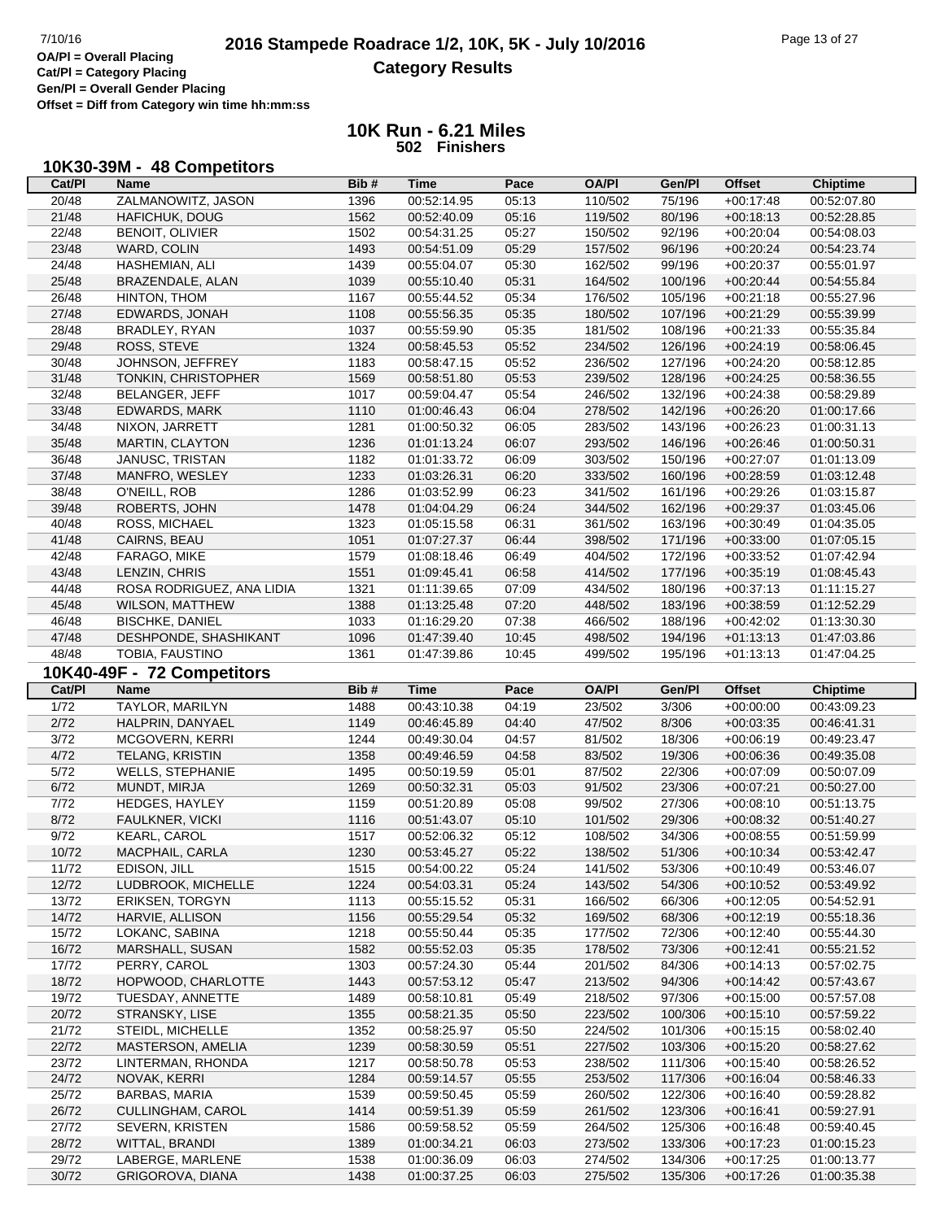# 2016 Stampede Roadrace 1/2, 10K, 5K - July 10/2016

## Category Results

OA/Pl = Overall Placing
Cat/Pl = Category Placing
Gen/Pl = Overall Gender Placing
Offset = Diff from Category win time hh:mm:ss

## 10K Run - 6.21 Miles

**502 Finishers**

### 10K30-39M - 48 Competitors

| Cat/Pl | Name | Bib # | Time | Pace | OA/Pl | Gen/Pl | Offset | Chiptime |
|---|---|---|---|---|---|---|---|---|
| 20/48 | ZALMANOWITZ, JASON | 1396 | 00:52:14.95 | 05:13 | 110/502 | 75/196 | +00:17:48 | 00:52:07.80 |
| 21/48 | HAFICHUK, DOUG | 1562 | 00:52:40.09 | 05:16 | 119/502 | 80/196 | +00:18:13 | 00:52:28.85 |
| 22/48 | BENOIT, OLIVIER | 1502 | 00:54:31.25 | 05:27 | 150/502 | 92/196 | +00:20:04 | 00:54:08.03 |
| 23/48 | WARD, COLIN | 1493 | 00:54:51.09 | 05:29 | 157/502 | 96/196 | +00:20:24 | 00:54:23.74 |
| 24/48 | HASHEMIAN, ALI | 1439 | 00:55:04.07 | 05:30 | 162/502 | 99/196 | +00:20:37 | 00:55:01.97 |
| 25/48 | BRAZENDALE, ALAN | 1039 | 00:55:10.40 | 05:31 | 164/502 | 100/196 | +00:20:44 | 00:54:55.84 |
| 26/48 | HINTON, THOM | 1167 | 00:55:44.52 | 05:34 | 176/502 | 105/196 | +00:21:18 | 00:55:27.96 |
| 27/48 | EDWARDS, JONAH | 1108 | 00:55:56.35 | 05:35 | 180/502 | 107/196 | +00:21:29 | 00:55:39.99 |
| 28/48 | BRADLEY, RYAN | 1037 | 00:55:59.90 | 05:35 | 181/502 | 108/196 | +00:21:33 | 00:55:35.84 |
| 29/48 | ROSS, STEVE | 1324 | 00:58:45.53 | 05:52 | 234/502 | 126/196 | +00:24:19 | 00:58:06.45 |
| 30/48 | JOHNSON, JEFFREY | 1183 | 00:58:47.15 | 05:52 | 236/502 | 127/196 | +00:24:20 | 00:58:12.85 |
| 31/48 | TONKIN, CHRISTOPHER | 1569 | 00:58:51.80 | 05:53 | 239/502 | 128/196 | +00:24:25 | 00:58:36.55 |
| 32/48 | BELANGER, JEFF | 1017 | 00:59:04.47 | 05:54 | 246/502 | 132/196 | +00:24:38 | 00:58:29.89 |
| 33/48 | EDWARDS, MARK | 1110 | 01:00:46.43 | 06:04 | 278/502 | 142/196 | +00:26:20 | 01:00:17.66 |
| 34/48 | NIXON, JARRETT | 1281 | 01:00:50.32 | 06:05 | 283/502 | 143/196 | +00:26:23 | 01:00:31.13 |
| 35/48 | MARTIN, CLAYTON | 1236 | 01:01:13.24 | 06:07 | 293/502 | 146/196 | +00:26:46 | 01:00:50.31 |
| 36/48 | JANUSC, TRISTAN | 1182 | 01:01:33.72 | 06:09 | 303/502 | 150/196 | +00:27:07 | 01:01:13.09 |
| 37/48 | MANFRO, WESLEY | 1233 | 01:03:26.31 | 06:20 | 333/502 | 160/196 | +00:28:59 | 01:03:12.48 |
| 38/48 | O'NEILL, ROB | 1286 | 01:03:52.99 | 06:23 | 341/502 | 161/196 | +00:29:26 | 01:03:15.87 |
| 39/48 | ROBERTS, JOHN | 1478 | 01:04:04.29 | 06:24 | 344/502 | 162/196 | +00:29:37 | 01:03:45.06 |
| 40/48 | ROSS, MICHAEL | 1323 | 01:05:15.58 | 06:31 | 361/502 | 163/196 | +00:30:49 | 01:04:35.05 |
| 41/48 | CAIRNS, BEAU | 1051 | 01:07:27.37 | 06:44 | 398/502 | 171/196 | +00:33:00 | 01:07:05.15 |
| 42/48 | FARAGO, MIKE | 1579 | 01:08:18.46 | 06:49 | 404/502 | 172/196 | +00:33:52 | 01:07:42.94 |
| 43/48 | LENZIN, CHRIS | 1551 | 01:09:45.41 | 06:58 | 414/502 | 177/196 | +00:35:19 | 01:08:45.43 |
| 44/48 | ROSA RODRIGUEZ, ANA LIDIA | 1321 | 01:11:39.65 | 07:09 | 434/502 | 180/196 | +00:37:13 | 01:11:15.27 |
| 45/48 | WILSON, MATTHEW | 1388 | 01:13:25.48 | 07:20 | 448/502 | 183/196 | +00:38:59 | 01:12:52.29 |
| 46/48 | BISCHKE, DANIEL | 1033 | 01:16:29.20 | 07:38 | 466/502 | 188/196 | +00:42:02 | 01:13:30.30 |
| 47/48 | DESHPONDE, SHASHIKANT | 1096 | 01:47:39.40 | 10:45 | 498/502 | 194/196 | +01:13:13 | 01:47:03.86 |
| 48/48 | TOBIA, FAUSTINO | 1361 | 01:47:39.86 | 10:45 | 499/502 | 195/196 | +01:13:13 | 01:47:04.25 |

### 10K40-49F - 72 Competitors

| Cat/Pl | Name | Bib # | Time | Pace | OA/Pl | Gen/Pl | Offset | Chiptime |
|---|---|---|---|---|---|---|---|---|
| 1/72 | TAYLOR, MARILYN | 1488 | 00:43:10.38 | 04:19 | 23/502 | 3/306 | +00:00:00 | 00:43:09.23 |
| 2/72 | HALPRIN, DANYAEL | 1149 | 00:46:45.89 | 04:40 | 47/502 | 8/306 | +00:03:35 | 00:46:41.31 |
| 3/72 | MCGOVERN, KERRI | 1244 | 00:49:30.04 | 04:57 | 81/502 | 18/306 | +00:06:19 | 00:49:23.47 |
| 4/72 | TELANG, KRISTIN | 1358 | 00:49:46.59 | 04:58 | 83/502 | 19/306 | +00:06:36 | 00:49:35.08 |
| 5/72 | WELLS, STEPHANIE | 1495 | 00:50:19.59 | 05:01 | 87/502 | 22/306 | +00:07:09 | 00:50:07.09 |
| 6/72 | MUNDT, MIRJA | 1269 | 00:50:32.31 | 05:03 | 91/502 | 23/306 | +00:07:21 | 00:50:27.00 |
| 7/72 | HEDGES, HAYLEY | 1159 | 00:51:20.89 | 05:08 | 99/502 | 27/306 | +00:08:10 | 00:51:13.75 |
| 8/72 | FAULKNER, VICKI | 1116 | 00:51:43.07 | 05:10 | 101/502 | 29/306 | +00:08:32 | 00:51:40.27 |
| 9/72 | KEARL, CAROL | 1517 | 00:52:06.32 | 05:12 | 108/502 | 34/306 | +00:08:55 | 00:51:59.99 |
| 10/72 | MACPHAIL, CARLA | 1230 | 00:53:45.27 | 05:22 | 138/502 | 51/306 | +00:10:34 | 00:53:42.47 |
| 11/72 | EDISON, JILL | 1515 | 00:54:00.22 | 05:24 | 141/502 | 53/306 | +00:10:49 | 00:53:46.07 |
| 12/72 | LUDBROOK, MICHELLE | 1224 | 00:54:03.31 | 05:24 | 143/502 | 54/306 | +00:10:52 | 00:53:49.92 |
| 13/72 | ERIKSEN, TORGYN | 1113 | 00:55:15.52 | 05:31 | 166/502 | 66/306 | +00:12:05 | 00:54:52.91 |
| 14/72 | HARVIE, ALLISON | 1156 | 00:55:29.54 | 05:32 | 169/502 | 68/306 | +00:12:19 | 00:55:18.36 |
| 15/72 | LOKANC, SABINA | 1218 | 00:55:50.44 | 05:35 | 177/502 | 72/306 | +00:12:40 | 00:55:44.30 |
| 16/72 | MARSHALL, SUSAN | 1582 | 00:55:52.03 | 05:35 | 178/502 | 73/306 | +00:12:41 | 00:55:21.52 |
| 17/72 | PERRY, CAROL | 1303 | 00:57:24.30 | 05:44 | 201/502 | 84/306 | +00:14:13 | 00:57:02.75 |
| 18/72 | HOPWOOD, CHARLOTTE | 1443 | 00:57:53.12 | 05:47 | 213/502 | 94/306 | +00:14:42 | 00:57:43.67 |
| 19/72 | TUESDAY, ANNETTE | 1489 | 00:58:10.81 | 05:49 | 218/502 | 97/306 | +00:15:00 | 00:57:57.08 |
| 20/72 | STRANSKY, LISE | 1355 | 00:58:21.35 | 05:50 | 223/502 | 100/306 | +00:15:10 | 00:57:59.22 |
| 21/72 | STEIDL, MICHELLE | 1352 | 00:58:25.97 | 05:50 | 224/502 | 101/306 | +00:15:15 | 00:58:02.40 |
| 22/72 | MASTERSON, AMELIA | 1239 | 00:58:30.59 | 05:51 | 227/502 | 103/306 | +00:15:20 | 00:58:27.62 |
| 23/72 | LINTERMAN, RHONDA | 1217 | 00:58:50.78 | 05:53 | 238/502 | 111/306 | +00:15:40 | 00:58:26.52 |
| 24/72 | NOVAK, KERRI | 1284 | 00:59:14.57 | 05:55 | 253/502 | 117/306 | +00:16:04 | 00:58:46.33 |
| 25/72 | BARBAS, MARIA | 1539 | 00:59:50.45 | 05:59 | 260/502 | 122/306 | +00:16:40 | 00:59:28.82 |
| 26/72 | CULLINGHAM, CAROL | 1414 | 00:59:51.39 | 05:59 | 261/502 | 123/306 | +00:16:41 | 00:59:27.91 |
| 27/72 | SEVERN, KRISTEN | 1586 | 00:59:58.52 | 05:59 | 264/502 | 125/306 | +00:16:48 | 00:59:40.45 |
| 28/72 | WITTAL, BRANDI | 1389 | 01:00:34.21 | 06:03 | 273/502 | 133/306 | +00:17:23 | 01:00:15.23 |
| 29/72 | LABERGE, MARLENE | 1538 | 01:00:36.09 | 06:03 | 274/502 | 134/306 | +00:17:25 | 01:00:13.77 |
| 30/72 | GRIGOROVA, DIANA | 1438 | 01:00:37.25 | 06:03 | 275/502 | 135/306 | +00:17:26 | 01:00:35.38 |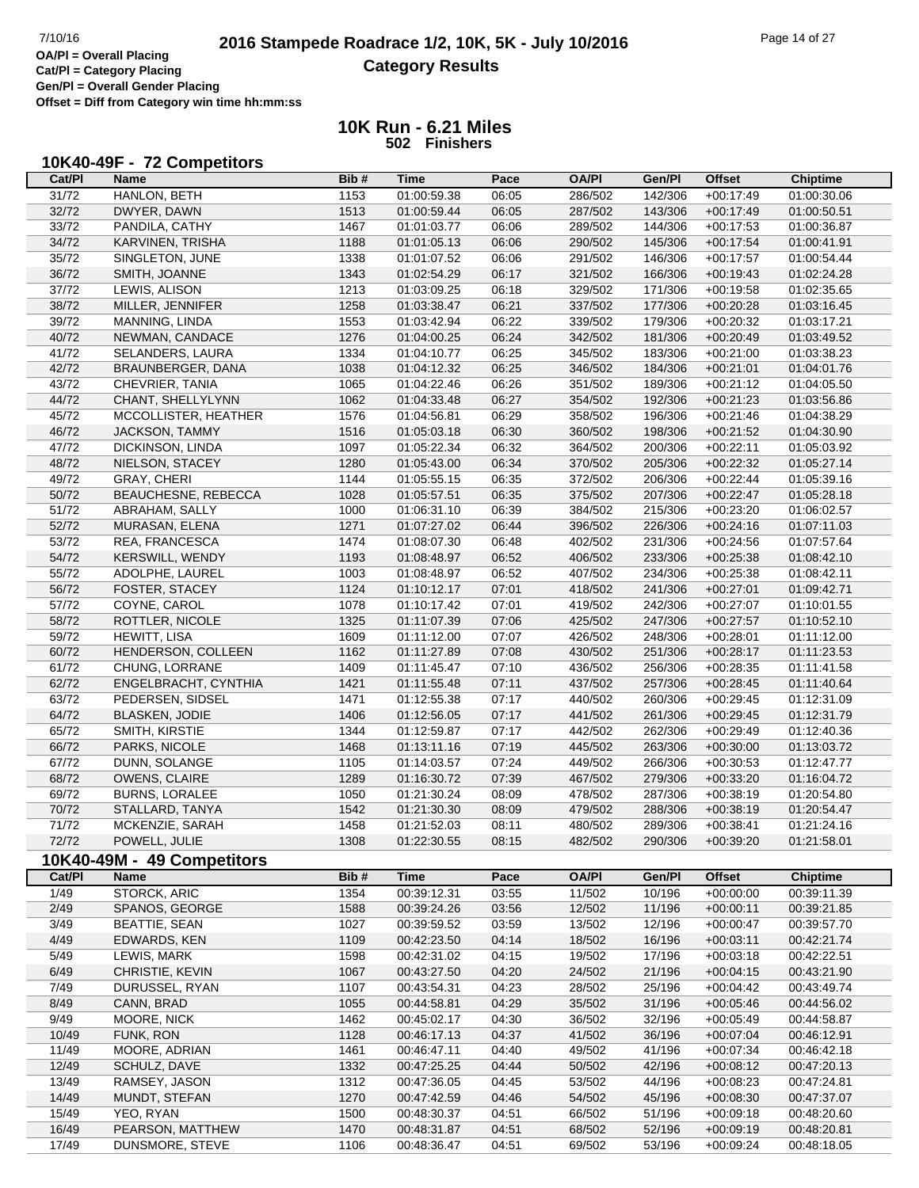# 2016 Stampede Roadrace 1/2, 10K, 5K - July 10/2016

**Category Results**

OA/Pl = Overall Placing
Cat/Pl = Category Placing
Gen/Pl = Overall Gender Placing
Offset = Diff from Category win time hh:mm:ss

## 10K Run - 6.21 Miles

**502 Finishers**

### 10K40-49F - 72 Competitors

| Cat/Pl | Name | Bib # | Time | Pace | OA/Pl | Gen/Pl | Offset | Chiptime |
|---|---|---|---|---|---|---|---|---|
| 31/72 | HANLON, BETH | 1153 | 01:00:59.38 | 06:05 | 286/502 | 142/306 | +00:17:49 | 01:00:30.06 |
| 32/72 | DWYER, DAWN | 1513 | 01:00:59.44 | 06:05 | 287/502 | 143/306 | +00:17:49 | 01:00:50.51 |
| 33/72 | PANDILA, CATHY | 1467 | 01:01:03.77 | 06:06 | 289/502 | 144/306 | +00:17:53 | 01:00:36.87 |
| 34/72 | KARVINEN, TRISHA | 1188 | 01:01:05.13 | 06:06 | 290/502 | 145/306 | +00:17:54 | 01:00:41.91 |
| 35/72 | SINGLETON, JUNE | 1338 | 01:01:07.52 | 06:06 | 291/502 | 146/306 | +00:17:57 | 01:00:54.44 |
| 36/72 | SMITH, JOANNE | 1343 | 01:02:54.29 | 06:17 | 321/502 | 166/306 | +00:19:43 | 01:02:24.28 |
| 37/72 | LEWIS, ALISON | 1213 | 01:03:09.25 | 06:18 | 329/502 | 171/306 | +00:19:58 | 01:02:35.65 |
| 38/72 | MILLER, JENNIFER | 1258 | 01:03:38.47 | 06:21 | 337/502 | 177/306 | +00:20:28 | 01:03:16.45 |
| 39/72 | MANNING, LINDA | 1553 | 01:03:42.94 | 06:22 | 339/502 | 179/306 | +00:20:32 | 01:03:17.21 |
| 40/72 | NEWMAN, CANDACE | 1276 | 01:04:00.25 | 06:24 | 342/502 | 181/306 | +00:20:49 | 01:03:49.52 |
| 41/72 | SELANDERS, LAURA | 1334 | 01:04:10.77 | 06:25 | 345/502 | 183/306 | +00:21:00 | 01:03:38.23 |
| 42/72 | BRAUNBERGER, DANA | 1038 | 01:04:12.32 | 06:25 | 346/502 | 184/306 | +00:21:01 | 01:04:01.76 |
| 43/72 | CHEVRIER, TANIA | 1065 | 01:04:22.46 | 06:26 | 351/502 | 189/306 | +00:21:12 | 01:04:05.50 |
| 44/72 | CHANT, SHELLYLYNN | 1062 | 01:04:33.48 | 06:27 | 354/502 | 192/306 | +00:21:23 | 01:03:56.86 |
| 45/72 | MCCOLLISTER, HEATHER | 1576 | 01:04:56.81 | 06:29 | 358/502 | 196/306 | +00:21:46 | 01:04:38.29 |
| 46/72 | JACKSON, TAMMY | 1516 | 01:05:03.18 | 06:30 | 360/502 | 198/306 | +00:21:52 | 01:04:30.90 |
| 47/72 | DICKINSON, LINDA | 1097 | 01:05:22.34 | 06:32 | 364/502 | 200/306 | +00:22:11 | 01:05:03.92 |
| 48/72 | NIELSON, STACEY | 1280 | 01:05:43.00 | 06:34 | 370/502 | 205/306 | +00:22:32 | 01:05:27.14 |
| 49/72 | GRAY, CHERI | 1144 | 01:05:55.15 | 06:35 | 372/502 | 206/306 | +00:22:44 | 01:05:39.16 |
| 50/72 | BEAUCHESNE, REBECCA | 1028 | 01:05:57.51 | 06:35 | 375/502 | 207/306 | +00:22:47 | 01:05:28.18 |
| 51/72 | ABRAHAM, SALLY | 1000 | 01:06:31.10 | 06:39 | 384/502 | 215/306 | +00:23:20 | 01:06:02.57 |
| 52/72 | MURASAN, ELENA | 1271 | 01:07:27.02 | 06:44 | 396/502 | 226/306 | +00:24:16 | 01:07:11.03 |
| 53/72 | REA, FRANCESCA | 1474 | 01:08:07.30 | 06:48 | 402/502 | 231/306 | +00:24:56 | 01:07:57.64 |
| 54/72 | KERSWILL, WENDY | 1193 | 01:08:48.97 | 06:52 | 406/502 | 233/306 | +00:25:38 | 01:08:42.10 |
| 55/72 | ADOLPHE, LAUREL | 1003 | 01:08:48.97 | 06:52 | 407/502 | 234/306 | +00:25:38 | 01:08:42.11 |
| 56/72 | FOSTER, STACEY | 1124 | 01:10:12.17 | 07:01 | 418/502 | 241/306 | +00:27:01 | 01:09:42.71 |
| 57/72 | COYNE, CAROL | 1078 | 01:10:17.42 | 07:01 | 419/502 | 242/306 | +00:27:07 | 01:10:01.55 |
| 58/72 | ROTTLER, NICOLE | 1325 | 01:11:07.39 | 07:06 | 425/502 | 247/306 | +00:27:57 | 01:10:52.10 |
| 59/72 | HEWITT, LISA | 1609 | 01:11:12.00 | 07:07 | 426/502 | 248/306 | +00:28:01 | 01:11:12.00 |
| 60/72 | HENDERSON, COLLEEN | 1162 | 01:11:27.89 | 07:08 | 430/502 | 251/306 | +00:28:17 | 01:11:23.53 |
| 61/72 | CHUNG, LORRANE | 1409 | 01:11:45.47 | 07:10 | 436/502 | 256/306 | +00:28:35 | 01:11:41.58 |
| 62/72 | ENGELBRACHT, CYNTHIA | 1421 | 01:11:55.48 | 07:11 | 437/502 | 257/306 | +00:28:45 | 01:11:40.64 |
| 63/72 | PEDERSEN, SIDSEL | 1471 | 01:12:55.38 | 07:17 | 440/502 | 260/306 | +00:29:45 | 01:12:31.09 |
| 64/72 | BLASKEN, JODIE | 1406 | 01:12:56.05 | 07:17 | 441/502 | 261/306 | +00:29:45 | 01:12:31.79 |
| 65/72 | SMITH, KIRSTIE | 1344 | 01:12:59.87 | 07:17 | 442/502 | 262/306 | +00:29:49 | 01:12:40.36 |
| 66/72 | PARKS, NICOLE | 1468 | 01:13:11.16 | 07:19 | 445/502 | 263/306 | +00:30:00 | 01:13:03.72 |
| 67/72 | DUNN, SOLANGE | 1105 | 01:14:03.57 | 07:24 | 449/502 | 266/306 | +00:30:53 | 01:12:47.77 |
| 68/72 | OWENS, CLAIRE | 1289 | 01:16:30.72 | 07:39 | 467/502 | 279/306 | +00:33:20 | 01:16:04.72 |
| 69/72 | BURNS, LORALEE | 1050 | 01:21:30.24 | 08:09 | 478/502 | 287/306 | +00:38:19 | 01:20:54.80 |
| 70/72 | STALLARD, TANYA | 1542 | 01:21:30.30 | 08:09 | 479/502 | 288/306 | +00:38:19 | 01:20:54.47 |
| 71/72 | MCKENZIE, SARAH | 1458 | 01:21:52.03 | 08:11 | 480/502 | 289/306 | +00:38:41 | 01:21:24.16 |
| 72/72 | POWELL, JULIE | 1308 | 01:22:30.55 | 08:15 | 482/502 | 290/306 | +00:39:20 | 01:21:58.01 |

### 10K40-49M - 49 Competitors

| Cat/Pl | Name | Bib # | Time | Pace | OA/Pl | Gen/Pl | Offset | Chiptime |
|---|---|---|---|---|---|---|---|---|
| 1/49 | STORCK, ARIC | 1354 | 00:39:12.31 | 03:55 | 11/502 | 10/196 | +00:00:00 | 00:39:11.39 |
| 2/49 | SPANOS, GEORGE | 1588 | 00:39:24.26 | 03:56 | 12/502 | 11/196 | +00:00:11 | 00:39:21.85 |
| 3/49 | BEATTIE, SEAN | 1027 | 00:39:59.52 | 03:59 | 13/502 | 12/196 | +00:00:47 | 00:39:57.70 |
| 4/49 | EDWARDS, KEN | 1109 | 00:42:23.50 | 04:14 | 18/502 | 16/196 | +00:03:11 | 00:42:21.74 |
| 5/49 | LEWIS, MARK | 1598 | 00:42:31.02 | 04:15 | 19/502 | 17/196 | +00:03:18 | 00:42:22.51 |
| 6/49 | CHRISTIE, KEVIN | 1067 | 00:43:27.50 | 04:20 | 24/502 | 21/196 | +00:04:15 | 00:43:21.90 |
| 7/49 | DURUSSEL, RYAN | 1107 | 00:43:54.31 | 04:23 | 28/502 | 25/196 | +00:04:42 | 00:43:49.74 |
| 8/49 | CANN, BRAD | 1055 | 00:44:58.81 | 04:29 | 35/502 | 31/196 | +00:05:46 | 00:44:56.02 |
| 9/49 | MOORE, NICK | 1462 | 00:45:02.17 | 04:30 | 36/502 | 32/196 | +00:05:49 | 00:44:58.87 |
| 10/49 | FUNK, RON | 1128 | 00:46:17.13 | 04:37 | 41/502 | 36/196 | +00:07:04 | 00:46:12.91 |
| 11/49 | MOORE, ADRIAN | 1461 | 00:46:47.11 | 04:40 | 49/502 | 41/196 | +00:07:34 | 00:46:42.18 |
| 12/49 | SCHULZ, DAVE | 1332 | 00:47:25.25 | 04:44 | 50/502 | 42/196 | +00:08:12 | 00:47:20.13 |
| 13/49 | RAMSEY, JASON | 1312 | 00:47:36.05 | 04:45 | 53/502 | 44/196 | +00:08:23 | 00:47:24.81 |
| 14/49 | MUNDT, STEFAN | 1270 | 00:47:42.59 | 04:46 | 54/502 | 45/196 | +00:08:30 | 00:47:37.07 |
| 15/49 | YEO, RYAN | 1500 | 00:48:30.37 | 04:51 | 66/502 | 51/196 | +00:09:18 | 00:48:20.60 |
| 16/49 | PEARSON, MATTHEW | 1470 | 00:48:31.87 | 04:51 | 68/502 | 52/196 | +00:09:19 | 00:48:20.81 |
| 17/49 | DUNSMORE, STEVE | 1106 | 00:48:36.47 | 04:51 | 69/502 | 53/196 | +00:09:24 | 00:48:18.05 |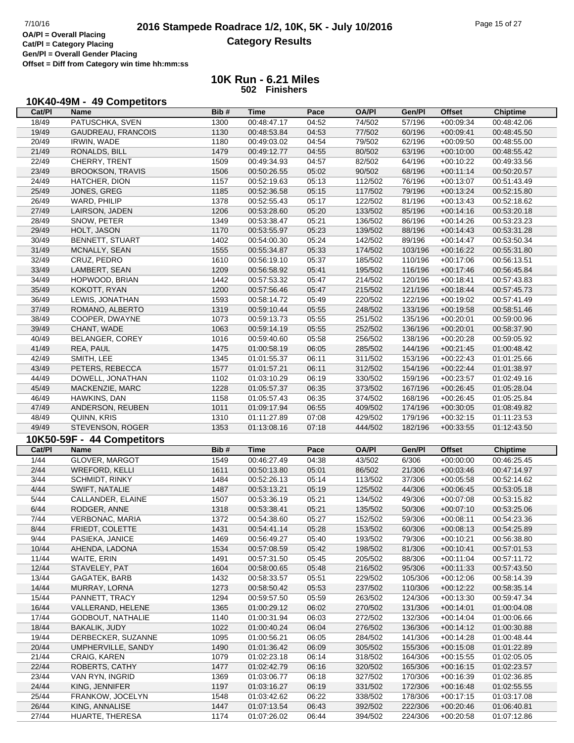# 2016 Stampede Roadrace 1/2, 10K, 5K - July 10/2016

## Category Results

OA/Pl = Overall Placing
Cat/Pl = Category Placing
Gen/Pl = Overall Gender Placing
Offset = Diff from Category win time hh:mm:ss

### 10K Run - 6.21 Miles
**502 Finishers**

### 10K40-49M - 49 Competitors

| Cat/Pl | Name | Bib # | Time | Pace | OA/Pl | Gen/Pl | Offset | Chiptime |
|---|---|---|---|---|---|---|---|---|
| 18/49 | PATUSCHKA, SVEN | 1300 | 00:48:47.17 | 04:52 | 74/502 | 57/196 | +00:09:34 | 00:48:42.06 |
| 19/49 | GAUDREAU, FRANCOIS | 1130 | 00:48:53.84 | 04:53 | 77/502 | 60/196 | +00:09:41 | 00:48:45.50 |
| 20/49 | IRWIN, WADE | 1180 | 00:49:03.02 | 04:54 | 79/502 | 62/196 | +00:09:50 | 00:48:55.00 |
| 21/49 | RONALDS, BILL | 1479 | 00:49:12.77 | 04:55 | 80/502 | 63/196 | +00:10:00 | 00:48:55.42 |
| 22/49 | CHERRY, TRENT | 1509 | 00:49:34.93 | 04:57 | 82/502 | 64/196 | +00:10:22 | 00:49:33.56 |
| 23/49 | BROOKSON, TRAVIS | 1506 | 00:50:26.55 | 05:02 | 90/502 | 68/196 | +00:11:14 | 00:50:20.57 |
| 24/49 | HATCHER, DION | 1157 | 00:52:19.63 | 05:13 | 112/502 | 76/196 | +00:13:07 | 00:51:43.49 |
| 25/49 | JONES, GREG | 1185 | 00:52:36.58 | 05:15 | 117/502 | 79/196 | +00:13:24 | 00:52:15.80 |
| 26/49 | WARD, PHILIP | 1378 | 00:52:55.43 | 05:17 | 122/502 | 81/196 | +00:13:43 | 00:52:18.62 |
| 27/49 | LAIRSON, JADEN | 1206 | 00:53:28.60 | 05:20 | 133/502 | 85/196 | +00:14:16 | 00:53:20.18 |
| 28/49 | SNOW, PETER | 1349 | 00:53:38.47 | 05:21 | 136/502 | 86/196 | +00:14:26 | 00:53:23.23 |
| 29/49 | HOLT, JASON | 1170 | 00:53:55.97 | 05:23 | 139/502 | 88/196 | +00:14:43 | 00:53:31.28 |
| 30/49 | BENNETT, STUART | 1402 | 00:54:00.30 | 05:24 | 142/502 | 89/196 | +00:14:47 | 00:53:50.34 |
| 31/49 | MCNALLY, SEAN | 1555 | 00:55:34.87 | 05:33 | 174/502 | 103/196 | +00:16:22 | 00:55:31.80 |
| 32/49 | CRUZ, PEDRO | 1610 | 00:56:19.10 | 05:37 | 185/502 | 110/196 | +00:17:06 | 00:56:13.51 |
| 33/49 | LAMBERT, SEAN | 1209 | 00:56:58.92 | 05:41 | 195/502 | 116/196 | +00:17:46 | 00:56:45.84 |
| 34/49 | HOPWOOD, BRIAN | 1442 | 00:57:53.32 | 05:47 | 214/502 | 120/196 | +00:18:41 | 00:57:43.83 |
| 35/49 | KOKOTT, RYAN | 1200 | 00:57:56.46 | 05:47 | 215/502 | 121/196 | +00:18:44 | 00:57:45.73 |
| 36/49 | LEWIS, JONATHAN | 1593 | 00:58:14.72 | 05:49 | 220/502 | 122/196 | +00:19:02 | 00:57:41.49 |
| 37/49 | ROMANO, ALBERTO | 1319 | 00:59:10.44 | 05:55 | 248/502 | 133/196 | +00:19:58 | 00:58:51.46 |
| 38/49 | COOPER, DWAYNE | 1073 | 00:59:13.73 | 05:55 | 251/502 | 135/196 | +00:20:01 | 00:59:00.96 |
| 39/49 | CHANT, WADE | 1063 | 00:59:14.19 | 05:55 | 252/502 | 136/196 | +00:20:01 | 00:58:37.90 |
| 40/49 | BELANGER, COREY | 1016 | 00:59:40.60 | 05:58 | 256/502 | 138/196 | +00:20:28 | 00:59:05.92 |
| 41/49 | REA, PAUL | 1475 | 01:00:58.19 | 06:05 | 285/502 | 144/196 | +00:21:45 | 01:00:48.42 |
| 42/49 | SMITH, LEE | 1345 | 01:01:55.37 | 06:11 | 311/502 | 153/196 | +00:22:43 | 01:01:25.66 |
| 43/49 | PETERS, REBECCA | 1577 | 01:01:57.21 | 06:11 | 312/502 | 154/196 | +00:22:44 | 01:01:38.97 |
| 44/49 | DOWELL, JONATHAN | 1102 | 01:03:10.29 | 06:19 | 330/502 | 159/196 | +00:23:57 | 01:02:49.16 |
| 45/49 | MACKENZIE, MARC | 1228 | 01:05:57.37 | 06:35 | 373/502 | 167/196 | +00:26:45 | 01:05:28.04 |
| 46/49 | HAWKINS, DAN | 1158 | 01:05:57.43 | 06:35 | 374/502 | 168/196 | +00:26:45 | 01:05:25.84 |
| 47/49 | ANDERSON, REUBEN | 1011 | 01:09:17.94 | 06:55 | 409/502 | 174/196 | +00:30:05 | 01:08:49.82 |
| 48/49 | QUINN, KRIS | 1310 | 01:11:27.89 | 07:08 | 429/502 | 179/196 | +00:32:15 | 01:11:23.53 |
| 49/49 | STEVENSON, ROGER | 1353 | 01:13:08.16 | 07:18 | 444/502 | 182/196 | +00:33:55 | 01:12:43.50 |

### 10K50-59F - 44 Competitors

| Cat/Pl | Name | Bib # | Time | Pace | OA/Pl | Gen/Pl | Offset | Chiptime |
|---|---|---|---|---|---|---|---|---|
| 1/44 | GLOVER, MARGOT | 1549 | 00:46:27.49 | 04:38 | 43/502 | 6/306 | +00:00:00 | 00:46:25.45 |
| 2/44 | WREFORD, KELLI | 1611 | 00:50:13.80 | 05:01 | 86/502 | 21/306 | +00:03:46 | 00:47:14.97 |
| 3/44 | SCHMIDT, RINKY | 1484 | 00:52:26.13 | 05:14 | 113/502 | 37/306 | +00:05:58 | 00:52:14.62 |
| 4/44 | SWIFT, NATALIE | 1487 | 00:53:13.21 | 05:19 | 125/502 | 44/306 | +00:06:45 | 00:53:05.18 |
| 5/44 | CALLANDER, ELAINE | 1507 | 00:53:36.19 | 05:21 | 134/502 | 49/306 | +00:07:08 | 00:53:15.82 |
| 6/44 | RODGER, ANNE | 1318 | 00:53:38.41 | 05:21 | 135/502 | 50/306 | +00:07:10 | 00:53:25.06 |
| 7/44 | VERBONAC, MARIA | 1372 | 00:54:38.60 | 05:27 | 152/502 | 59/306 | +00:08:11 | 00:54:23.36 |
| 8/44 | FRIEDT, COLETTE | 1431 | 00:54:41.14 | 05:28 | 153/502 | 60/306 | +00:08:13 | 00:54:25.89 |
| 9/44 | PASIEKA, JANICE | 1469 | 00:56:49.27 | 05:40 | 193/502 | 79/306 | +00:10:21 | 00:56:38.80 |
| 10/44 | AHENDA, LADONA | 1534 | 00:57:08.59 | 05:42 | 198/502 | 81/306 | +00:10:41 | 00:57:01.53 |
| 11/44 | WAITE, ERIN | 1491 | 00:57:31.50 | 05:45 | 205/502 | 88/306 | +00:11:04 | 00:57:11.72 |
| 12/44 | STAVELEY, PAT | 1604 | 00:58:00.65 | 05:48 | 216/502 | 95/306 | +00:11:33 | 00:57:43.50 |
| 13/44 | GAGATEK, BARB | 1432 | 00:58:33.57 | 05:51 | 229/502 | 105/306 | +00:12:06 | 00:58:14.39 |
| 14/44 | MURRAY, LORNA | 1273 | 00:58:50.42 | 05:53 | 237/502 | 110/306 | +00:12:22 | 00:58:35.14 |
| 15/44 | PANNETT, TRACY | 1294 | 00:59:57.50 | 05:59 | 263/502 | 124/306 | +00:13:30 | 00:59:47.34 |
| 16/44 | VALLERAND, HELENE | 1365 | 01:00:29.12 | 06:02 | 270/502 | 131/306 | +00:14:01 | 01:00:04.08 |
| 17/44 | GODBOUT, NATHALIE | 1140 | 01:00:31.94 | 06:03 | 272/502 | 132/306 | +00:14:04 | 01:00:06.66 |
| 18/44 | BAKALIK, JUDY | 1022 | 01:00:40.24 | 06:04 | 276/502 | 136/306 | +00:14:12 | 01:00:30.88 |
| 19/44 | DERBECKER, SUZANNE | 1095 | 01:00:56.21 | 06:05 | 284/502 | 141/306 | +00:14:28 | 01:00:48.44 |
| 20/44 | UMPHERVILLE, SANDY | 1490 | 01:01:36.42 | 06:09 | 305/502 | 155/306 | +00:15:08 | 01:01:22.89 |
| 21/44 | CRAIG, KAREN | 1079 | 01:02:23.18 | 06:14 | 318/502 | 164/306 | +00:15:55 | 01:02:05.05 |
| 22/44 | ROBERTS, CATHY | 1477 | 01:02:42.79 | 06:16 | 320/502 | 165/306 | +00:16:15 | 01:02:23.57 |
| 23/44 | VAN RYN, INGRID | 1369 | 01:03:06.77 | 06:18 | 327/502 | 170/306 | +00:16:39 | 01:02:36.85 |
| 24/44 | KING, JENNIFER | 1197 | 01:03:16.27 | 06:19 | 331/502 | 172/306 | +00:16:48 | 01:02:55.55 |
| 25/44 | FRANKOW, JOCELYN | 1548 | 01:03:42.62 | 06:22 | 338/502 | 178/306 | +00:17:15 | 01:03:17.08 |
| 26/44 | KING, ANNALISE | 1447 | 01:07:13.54 | 06:43 | 392/502 | 222/306 | +00:20:46 | 01:06:40.81 |
| 27/44 | HUARTE, THERESA | 1174 | 01:07:26.02 | 06:44 | 394/502 | 224/306 | +00:20:58 | 01:07:12.86 |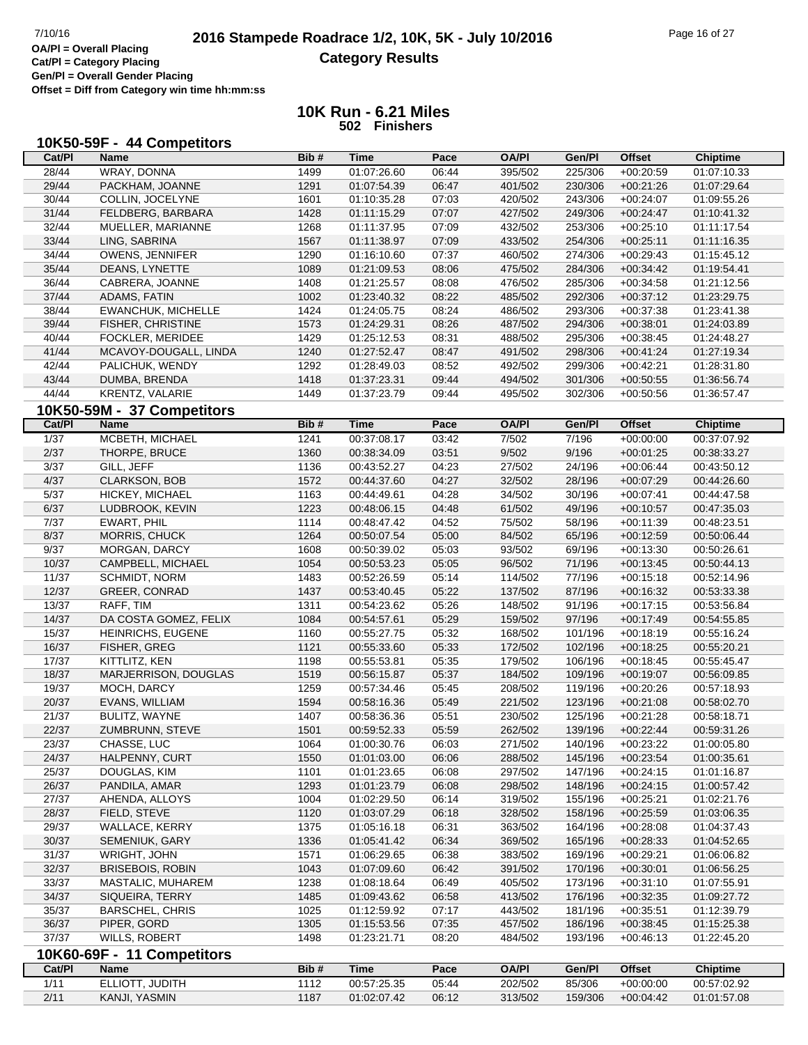# 2016 Stampede Roadrace 1/2, 10K, 5K - July 10/2016

## Category Results

**OA/Pl = Overall Placing**
**Cat/Pl = Category Placing**
**Gen/Pl = Overall Gender Placing**
**Offset = Diff from Category win time hh:mm:ss**

### 10K Run - 6.21 Miles
**502 Finishers**

### 10K50-59F - 44 Competitors

| Cat/Pl | Name | Bib # | Time | Pace | OA/Pl | Gen/Pl | Offset | Chiptime |
|---|---|---|---|---|---|---|---|---|
| 28/44 | WRAY, DONNA | 1499 | 01:07:26.60 | 06:44 | 395/502 | 225/306 | +00:20:59 | 01:07:10.33 |
| 29/44 | PACKHAM, JOANNE | 1291 | 01:07:54.39 | 06:47 | 401/502 | 230/306 | +00:21:26 | 01:07:29.64 |
| 30/44 | COLLIN, JOCELYNE | 1601 | 01:10:35.28 | 07:03 | 420/502 | 243/306 | +00:24:07 | 01:09:55.26 |
| 31/44 | FELDBERG, BARBARA | 1428 | 01:11:15.29 | 07:07 | 427/502 | 249/306 | +00:24:47 | 01:10:41.32 |
| 32/44 | MUELLER, MARIANNE | 1268 | 01:11:37.95 | 07:09 | 432/502 | 253/306 | +00:25:10 | 01:11:17.54 |
| 33/44 | LING, SABRINA | 1567 | 01:11:38.97 | 07:09 | 433/502 | 254/306 | +00:25:11 | 01:11:16.35 |
| 34/44 | OWENS, JENNIFER | 1290 | 01:16:10.60 | 07:37 | 460/502 | 274/306 | +00:29:43 | 01:15:45.12 |
| 35/44 | DEANS, LYNETTE | 1089 | 01:21:09.53 | 08:06 | 475/502 | 284/306 | +00:34:42 | 01:19:54.41 |
| 36/44 | CABRERA, JOANNE | 1408 | 01:21:25.57 | 08:08 | 476/502 | 285/306 | +00:34:58 | 01:21:12.56 |
| 37/44 | ADAMS, FATIN | 1002 | 01:23:40.32 | 08:22 | 485/502 | 292/306 | +00:37:12 | 01:23:29.75 |
| 38/44 | EWANCHUK, MICHELLE | 1424 | 01:24:05.75 | 08:24 | 486/502 | 293/306 | +00:37:38 | 01:23:41.38 |
| 39/44 | FISHER, CHRISTINE | 1573 | 01:24:29.31 | 08:26 | 487/502 | 294/306 | +00:38:01 | 01:24:03.89 |
| 40/44 | FOCKLER, MERIDEE | 1429 | 01:25:12.53 | 08:31 | 488/502 | 295/306 | +00:38:45 | 01:24:48.27 |
| 41/44 | MCAVOY-DOUGALL, LINDA | 1240 | 01:27:52.47 | 08:47 | 491/502 | 298/306 | +00:41:24 | 01:27:19.34 |
| 42/44 | PALICHUK, WENDY | 1292 | 01:28:49.03 | 08:52 | 492/502 | 299/306 | +00:42:21 | 01:28:31.80 |
| 43/44 | DUMBA, BRENDA | 1418 | 01:37:23.31 | 09:44 | 494/502 | 301/306 | +00:50:55 | 01:36:56.74 |
| 44/44 | KRENTZ, VALARIE | 1449 | 01:37:23.79 | 09:44 | 495/502 | 302/306 | +00:50:56 | 01:36:57.47 |

### 10K50-59M - 37 Competitors

| Cat/Pl | Name | Bib # | Time | Pace | OA/Pl | Gen/Pl | Offset | Chiptime |
|---|---|---|---|---|---|---|---|---|
| 1/37 | MCBETH, MICHAEL | 1241 | 00:37:08.17 | 03:42 | 7/502 | 7/196 | +00:00:00 | 00:37:07.92 |
| 2/37 | THORPE, BRUCE | 1360 | 00:38:34.09 | 03:51 | 9/502 | 9/196 | +00:01:25 | 00:38:33.27 |
| 3/37 | GILL, JEFF | 1136 | 00:43:52.27 | 04:23 | 27/502 | 24/196 | +00:06:44 | 00:43:50.12 |
| 4/37 | CLARKSON, BOB | 1572 | 00:44:37.60 | 04:27 | 32/502 | 28/196 | +00:07:29 | 00:44:26.60 |
| 5/37 | HICKEY, MICHAEL | 1163 | 00:44:49.61 | 04:28 | 34/502 | 30/196 | +00:07:41 | 00:44:47.58 |
| 6/37 | LUDBROOK, KEVIN | 1223 | 00:48:06.15 | 04:48 | 61/502 | 49/196 | +00:10:57 | 00:47:35.03 |
| 7/37 | EWART, PHIL | 1114 | 00:48:47.42 | 04:52 | 75/502 | 58/196 | +00:11:39 | 00:48:23.51 |
| 8/37 | MORRIS, CHUCK | 1264 | 00:50:07.54 | 05:00 | 84/502 | 65/196 | +00:12:59 | 00:50:06.44 |
| 9/37 | MORGAN, DARCY | 1608 | 00:50:39.02 | 05:03 | 93/502 | 69/196 | +00:13:30 | 00:50:26.61 |
| 10/37 | CAMPBELL, MICHAEL | 1054 | 00:50:53.23 | 05:05 | 96/502 | 71/196 | +00:13:45 | 00:50:44.13 |
| 11/37 | SCHMIDT, NORM | 1483 | 00:52:26.59 | 05:14 | 114/502 | 77/196 | +00:15:18 | 00:52:14.96 |
| 12/37 | GREER, CONRAD | 1437 | 00:53:40.45 | 05:22 | 137/502 | 87/196 | +00:16:32 | 00:53:33.38 |
| 13/37 | RAFF, TIM | 1311 | 00:54:23.62 | 05:26 | 148/502 | 91/196 | +00:17:15 | 00:53:56.84 |
| 14/37 | DA COSTA GOMEZ, FELIX | 1084 | 00:54:57.61 | 05:29 | 159/502 | 97/196 | +00:17:49 | 00:54:55.85 |
| 15/37 | HEINRICHS, EUGENE | 1160 | 00:55:27.75 | 05:32 | 168/502 | 101/196 | +00:18:19 | 00:55:16.24 |
| 16/37 | FISHER, GREG | 1121 | 00:55:33.60 | 05:33 | 172/502 | 102/196 | +00:18:25 | 00:55:20.21 |
| 17/37 | KITTLITZ, KEN | 1198 | 00:55:53.81 | 05:35 | 179/502 | 106/196 | +00:18:45 | 00:55:45.47 |
| 18/37 | MARJERRISON, DOUGLAS | 1519 | 00:56:15.87 | 05:37 | 184/502 | 109/196 | +00:19:07 | 00:56:09.85 |
| 19/37 | MOCH, DARCY | 1259 | 00:57:34.46 | 05:45 | 208/502 | 119/196 | +00:20:26 | 00:57:18.93 |
| 20/37 | EVANS, WILLIAM | 1594 | 00:58:16.36 | 05:49 | 221/502 | 123/196 | +00:21:08 | 00:58:02.70 |
| 21/37 | BULITZ, WAYNE | 1407 | 00:58:36.36 | 05:51 | 230/502 | 125/196 | +00:21:28 | 00:58:18.71 |
| 22/37 | ZUMBRUNN, STEVE | 1501 | 00:59:52.33 | 05:59 | 262/502 | 139/196 | +00:22:44 | 00:59:31.26 |
| 23/37 | CHASSE, LUC | 1064 | 01:00:30.76 | 06:03 | 271/502 | 140/196 | +00:23:22 | 01:00:05.80 |
| 24/37 | HALPENNY, CURT | 1550 | 01:01:03.00 | 06:06 | 288/502 | 145/196 | +00:23:54 | 01:00:35.61 |
| 25/37 | DOUGLAS, KIM | 1101 | 01:01:23.65 | 06:08 | 297/502 | 147/196 | +00:24:15 | 01:01:16.87 |
| 26/37 | PANDILA, AMAR | 1293 | 01:01:23.79 | 06:08 | 298/502 | 148/196 | +00:24:15 | 01:00:57.42 |
| 27/37 | AHENDA, ALLOYS | 1004 | 01:02:29.50 | 06:14 | 319/502 | 155/196 | +00:25:21 | 01:02:21.76 |
| 28/37 | FIELD, STEVE | 1120 | 01:03:07.29 | 06:18 | 328/502 | 158/196 | +00:25:59 | 01:03:06.35 |
| 29/37 | WALLACE, KERRY | 1375 | 01:05:16.18 | 06:31 | 363/502 | 164/196 | +00:28:08 | 01:04:37.43 |
| 30/37 | SEMENIUK, GARY | 1336 | 01:05:41.42 | 06:34 | 369/502 | 165/196 | +00:28:33 | 01:04:52.65 |
| 31/37 | WRIGHT, JOHN | 1571 | 01:06:29.65 | 06:38 | 383/502 | 169/196 | +00:29:21 | 01:06:06.82 |
| 32/37 | BRISEBOIS, ROBIN | 1043 | 01:07:09.60 | 06:42 | 391/502 | 170/196 | +00:30:01 | 01:06:56.25 |
| 33/37 | MASTALIC, MUHAREM | 1238 | 01:08:18.64 | 06:49 | 405/502 | 173/196 | +00:31:10 | 01:07:55.91 |
| 34/37 | SIQUEIRA, TERRY | 1485 | 01:09:43.62 | 06:58 | 413/502 | 176/196 | +00:32:35 | 01:09:27.72 |
| 35/37 | BARSCHEL, CHRIS | 1025 | 01:12:59.92 | 07:17 | 443/502 | 181/196 | +00:35:51 | 01:12:39.79 |
| 36/37 | PIPER, GORD | 1305 | 01:15:53.56 | 07:35 | 457/502 | 186/196 | +00:38:45 | 01:15:25.38 |
| 37/37 | WILLS, ROBERT | 1498 | 01:23:21.71 | 08:20 | 484/502 | 193/196 | +00:46:13 | 01:22:45.20 |

### 10K60-69F - 11 Competitors

| Cat/Pl | Name | Bib # | Time | Pace | OA/Pl | Gen/Pl | Offset | Chiptime |
|---|---|---|---|---|---|---|---|---|
| 1/11 | ELLIOTT, JUDITH | 1112 | 00:57:25.35 | 05:44 | 202/502 | 85/306 | +00:00:00 | 00:57:02.92 |
| 2/11 | KANJI, YASMIN | 1187 | 01:02:07.42 | 06:12 | 313/502 | 159/306 | +00:04:42 | 01:01:57.08 |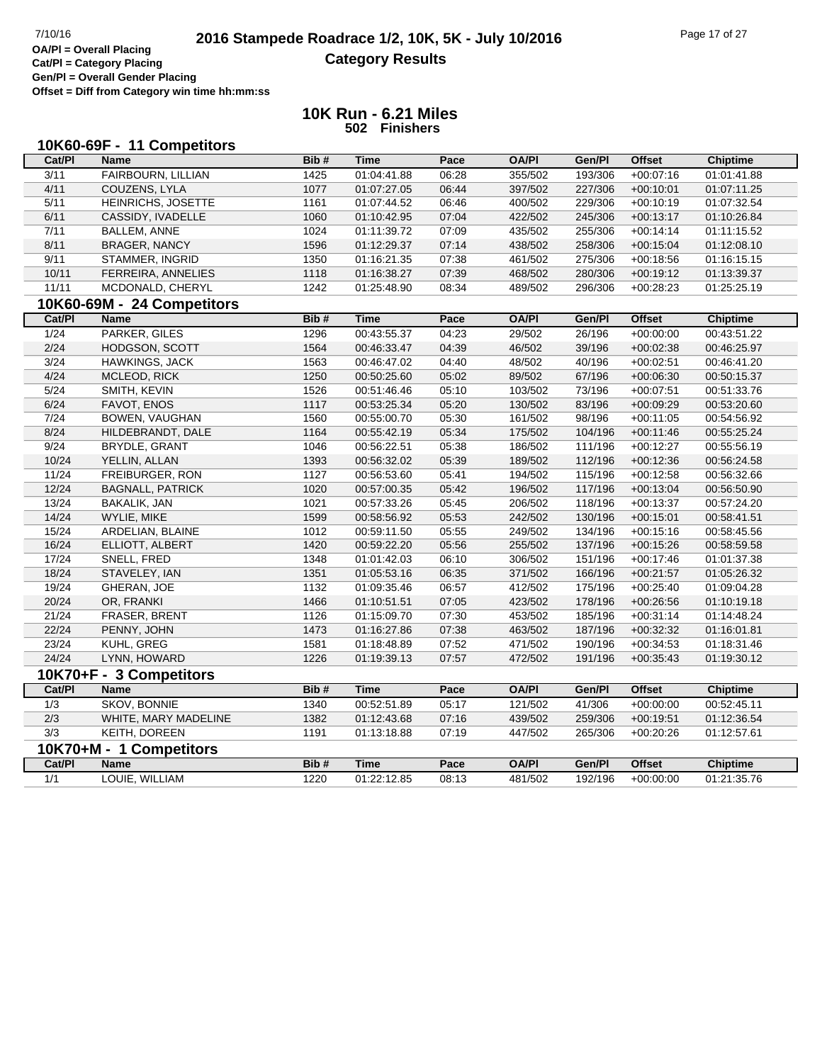OA/Pl = Overall Placing
Cat/Pl = Category Placing
Gen/Pl = Overall Gender Placing
Offset = Diff from Category win time hh:mm:ss

# 2016 Stampede Roadrace 1/2, 10K, 5K - July 10/2016

## Category Results

## 10K Run - 6.21 Miles

**502 Finishers**

### 10K60-69F - 11 Competitors

| Cat/Pl | Name | Bib # | Time | Pace | OA/Pl | Gen/Pl | Offset | Chiptime |
|---|---|---|---|---|---|---|---|---|
| 3/11 | FAIRBOURN, LILLIAN | 1425 | 01:04:41.88 | 06:28 | 355/502 | 193/306 | +00:07:16 | 01:01:41.88 |
| 4/11 | COUZENS, LYLA | 1077 | 01:07:27.05 | 06:44 | 397/502 | 227/306 | +00:10:01 | 01:07:11.25 |
| 5/11 | HEINRICHS, JOSETTE | 1161 | 01:07:44.52 | 06:46 | 400/502 | 229/306 | +00:10:19 | 01:07:32.54 |
| 6/11 | CASSIDY, IVADELLE | 1060 | 01:10:42.95 | 07:04 | 422/502 | 245/306 | +00:13:17 | 01:10:26.84 |
| 7/11 | BALLEM, ANNE | 1024 | 01:11:39.72 | 07:09 | 435/502 | 255/306 | +00:14:14 | 01:11:15.52 |
| 8/11 | BRAGER, NANCY | 1596 | 01:12:29.37 | 07:14 | 438/502 | 258/306 | +00:15:04 | 01:12:08.10 |
| 9/11 | STAMMER, INGRID | 1350 | 01:16:21.35 | 07:38 | 461/502 | 275/306 | +00:18:56 | 01:16:15.15 |
| 10/11 | FERREIRA, ANNELIES | 1118 | 01:16:38.27 | 07:39 | 468/502 | 280/306 | +00:19:12 | 01:13:39.37 |
| 11/11 | MCDONALD, CHERYL | 1242 | 01:25:48.90 | 08:34 | 489/502 | 296/306 | +00:28:23 | 01:25:25.19 |

### 10K60-69M - 24 Competitors

| Cat/Pl | Name | Bib # | Time | Pace | OA/Pl | Gen/Pl | Offset | Chiptime |
|---|---|---|---|---|---|---|---|---|
| 1/24 | PARKER, GILES | 1296 | 00:43:55.37 | 04:23 | 29/502 | 26/196 | +00:00:00 | 00:43:51.22 |
| 2/24 | HODGSON, SCOTT | 1564 | 00:46:33.47 | 04:39 | 46/502 | 39/196 | +00:02:38 | 00:46:25.97 |
| 3/24 | HAWKINGS, JACK | 1563 | 00:46:47.02 | 04:40 | 48/502 | 40/196 | +00:02:51 | 00:46:41.20 |
| 4/24 | MCLEOD, RICK | 1250 | 00:50:25.60 | 05:02 | 89/502 | 67/196 | +00:06:30 | 00:50:15.37 |
| 5/24 | SMITH, KEVIN | 1526 | 00:51:46.46 | 05:10 | 103/502 | 73/196 | +00:07:51 | 00:51:33.76 |
| 6/24 | FAVOT, ENOS | 1117 | 00:53:25.34 | 05:20 | 130/502 | 83/196 | +00:09:29 | 00:53:20.60 |
| 7/24 | BOWEN, VAUGHAN | 1560 | 00:55:00.70 | 05:30 | 161/502 | 98/196 | +00:11:05 | 00:54:56.92 |
| 8/24 | HILDEBRANDT, DALE | 1164 | 00:55:42.19 | 05:34 | 175/502 | 104/196 | +00:11:46 | 00:55:25.24 |
| 9/24 | BRYDLE, GRANT | 1046 | 00:56:22.51 | 05:38 | 186/502 | 111/196 | +00:12:27 | 00:55:56.19 |
| 10/24 | YELLIN, ALLAN | 1393 | 00:56:32.02 | 05:39 | 189/502 | 112/196 | +00:12:36 | 00:56:24.58 |
| 11/24 | FREIBURGER, RON | 1127 | 00:56:53.60 | 05:41 | 194/502 | 115/196 | +00:12:58 | 00:56:32.66 |
| 12/24 | BAGNALL, PATRICK | 1020 | 00:57:00.35 | 05:42 | 196/502 | 117/196 | +00:13:04 | 00:56:50.90 |
| 13/24 | BAKALIK, JAN | 1021 | 00:57:33.26 | 05:45 | 206/502 | 118/196 | +00:13:37 | 00:57:24.20 |
| 14/24 | WYLIE, MIKE | 1599 | 00:58:56.92 | 05:53 | 242/502 | 130/196 | +00:15:01 | 00:58:41.51 |
| 15/24 | ARDELIAN, BLAINE | 1012 | 00:59:11.50 | 05:55 | 249/502 | 134/196 | +00:15:16 | 00:58:45.56 |
| 16/24 | ELLIOTT, ALBERT | 1420 | 00:59:22.20 | 05:56 | 255/502 | 137/196 | +00:15:26 | 00:58:59.58 |
| 17/24 | SNELL, FRED | 1348 | 01:01:42.03 | 06:10 | 306/502 | 151/196 | +00:17:46 | 01:01:37.38 |
| 18/24 | STAVELEY, IAN | 1351 | 01:05:53.16 | 06:35 | 371/502 | 166/196 | +00:21:57 | 01:05:26.32 |
| 19/24 | GHERAN, JOE | 1132 | 01:09:35.46 | 06:57 | 412/502 | 175/196 | +00:25:40 | 01:09:04.28 |
| 20/24 | OR, FRANKI | 1466 | 01:10:51.51 | 07:05 | 423/502 | 178/196 | +00:26:56 | 01:10:19.18 |
| 21/24 | FRASER, BRENT | 1126 | 01:15:09.70 | 07:30 | 453/502 | 185/196 | +00:31:14 | 01:14:48.24 |
| 22/24 | PENNY, JOHN | 1473 | 01:16:27.86 | 07:38 | 463/502 | 187/196 | +00:32:32 | 01:16:01.81 |
| 23/24 | KUHL, GREG | 1581 | 01:18:48.89 | 07:52 | 471/502 | 190/196 | +00:34:53 | 01:18:31.46 |
| 24/24 | LYNN, HOWARD | 1226 | 01:19:39.13 | 07:57 | 472/502 | 191/196 | +00:35:43 | 01:19:30.12 |

### 10K70+F - 3 Competitors

| Cat/Pl | Name | Bib # | Time | Pace | OA/Pl | Gen/Pl | Offset | Chiptime |
|---|---|---|---|---|---|---|---|---|
| 1/3 | SKOV, BONNIE | 1340 | 00:52:51.89 | 05:17 | 121/502 | 41/306 | +00:00:00 | 00:52:45.11 |
| 2/3 | WHITE, MARY MADELINE | 1382 | 01:12:43.68 | 07:16 | 439/502 | 259/306 | +00:19:51 | 01:12:36.54 |
| 3/3 | KEITH, DOREEN | 1191 | 01:13:18.88 | 07:19 | 447/502 | 265/306 | +00:20:26 | 01:12:57.61 |

### 10K70+M - 1 Competitors

| Cat/Pl | Name | Bib # | Time | Pace | OA/Pl | Gen/Pl | Offset | Chiptime |
|---|---|---|---|---|---|---|---|---|
| 1/1 | LOUIE, WILLIAM | 1220 | 01:22:12.85 | 08:13 | 481/502 | 192/196 | +00:00:00 | 01:21:35.76 |